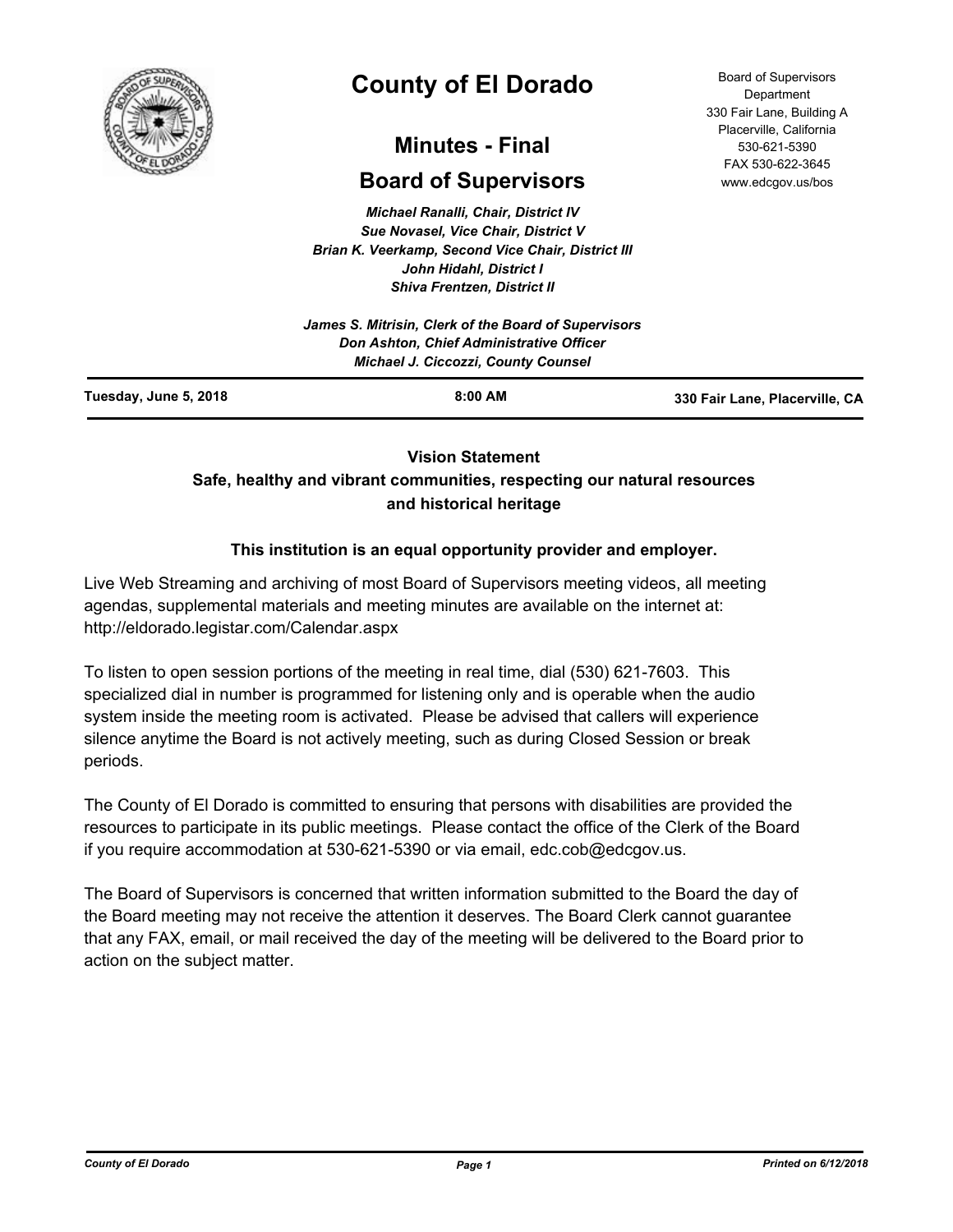# County of El Dorado

## Minutes - Final

## Board of Supervisors

Board of Supervisors Department
330 Fair Lane, Building A
Placerville, California
530-621-5390
FAX 530-622-3645
www.edcgov.us/bos

*Michael Ranalli, Chair, District IV*
*Sue Novasel, Vice Chair, District V*
*Brian K. Veerkamp, Second Vice Chair, District III*
*John Hidahl, District I*
*Shiva Frentzen, District II*

*James S. Mitrisin, Clerk of the Board of Supervisors*
*Don Ashton, Chief Administrative Officer*
*Michael J. Ciccozzi, County Counsel*

**Tuesday, June 5, 2018** | **8:00 AM** | **330 Fair Lane, Placerville, CA**

---

**Vision Statement**
**Safe, healthy and vibrant communities, respecting our natural resources and historical heritage**

**This institution is an equal opportunity provider and employer.**

Live Web Streaming and archiving of most Board of Supervisors meeting videos, all meeting agendas, supplemental materials and meeting minutes are available on the internet at: http://eldorado.legistar.com/Calendar.aspx

To listen to open session portions of the meeting in real time, dial (530) 621-7603. This specialized dial in number is programmed for listening only and is operable when the audio system inside the meeting room is activated. Please be advised that callers will experience silence anytime the Board is not actively meeting, such as during Closed Session or break periods.

The County of El Dorado is committed to ensuring that persons with disabilities are provided the resources to participate in its public meetings. Please contact the office of the Clerk of the Board if you require accommodation at 530-621-5390 or via email, edc.cob@edcgov.us.

The Board of Supervisors is concerned that written information submitted to the Board the day of the Board meeting may not receive the attention it deserves. The Board Clerk cannot guarantee that any FAX, email, or mail received the day of the meeting will be delivered to the Board prior to action on the subject matter.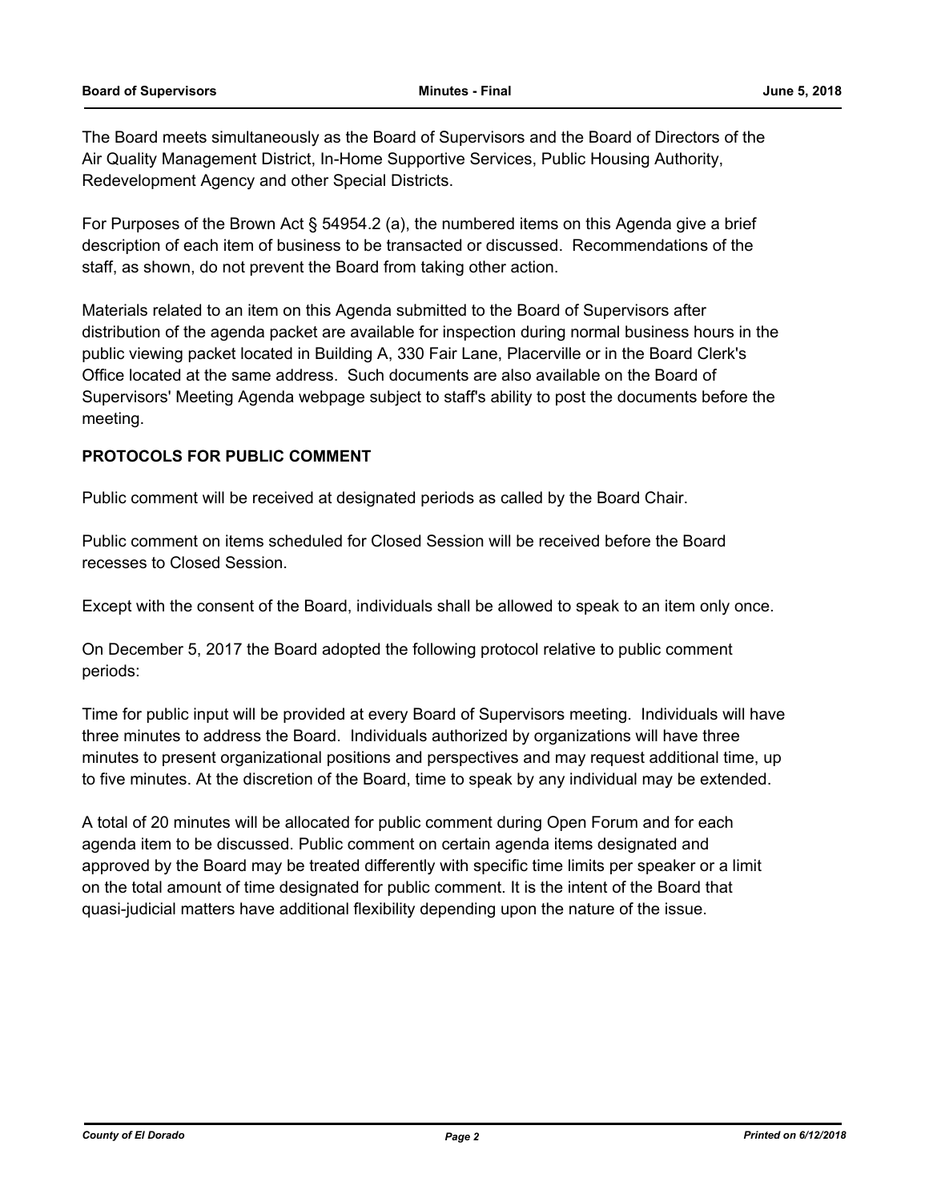The Board meets simultaneously as the Board of Supervisors and the Board of Directors of the Air Quality Management District, In-Home Supportive Services, Public Housing Authority, Redevelopment Agency and other Special Districts.

For Purposes of the Brown Act § 54954.2 (a), the numbered items on this Agenda give a brief description of each item of business to be transacted or discussed. Recommendations of the staff, as shown, do not prevent the Board from taking other action.

Materials related to an item on this Agenda submitted to the Board of Supervisors after distribution of the agenda packet are available for inspection during normal business hours in the public viewing packet located in Building A, 330 Fair Lane, Placerville or in the Board Clerk's Office located at the same address. Such documents are also available on the Board of Supervisors' Meeting Agenda webpage subject to staff's ability to post the documents before the meeting.

**PROTOCOLS FOR PUBLIC COMMENT**

Public comment will be received at designated periods as called by the Board Chair.

Public comment on items scheduled for Closed Session will be received before the Board recesses to Closed Session.

Except with the consent of the Board, individuals shall be allowed to speak to an item only once.

On December 5, 2017 the Board adopted the following protocol relative to public comment periods:

Time for public input will be provided at every Board of Supervisors meeting. Individuals will have three minutes to address the Board. Individuals authorized by organizations will have three minutes to present organizational positions and perspectives and may request additional time, up to five minutes. At the discretion of the Board, time to speak by any individual may be extended.

A total of 20 minutes will be allocated for public comment during Open Forum and for each agenda item to be discussed. Public comment on certain agenda items designated and approved by the Board may be treated differently with specific time limits per speaker or a limit on the total amount of time designated for public comment. It is the intent of the Board that quasi-judicial matters have additional flexibility depending upon the nature of the issue.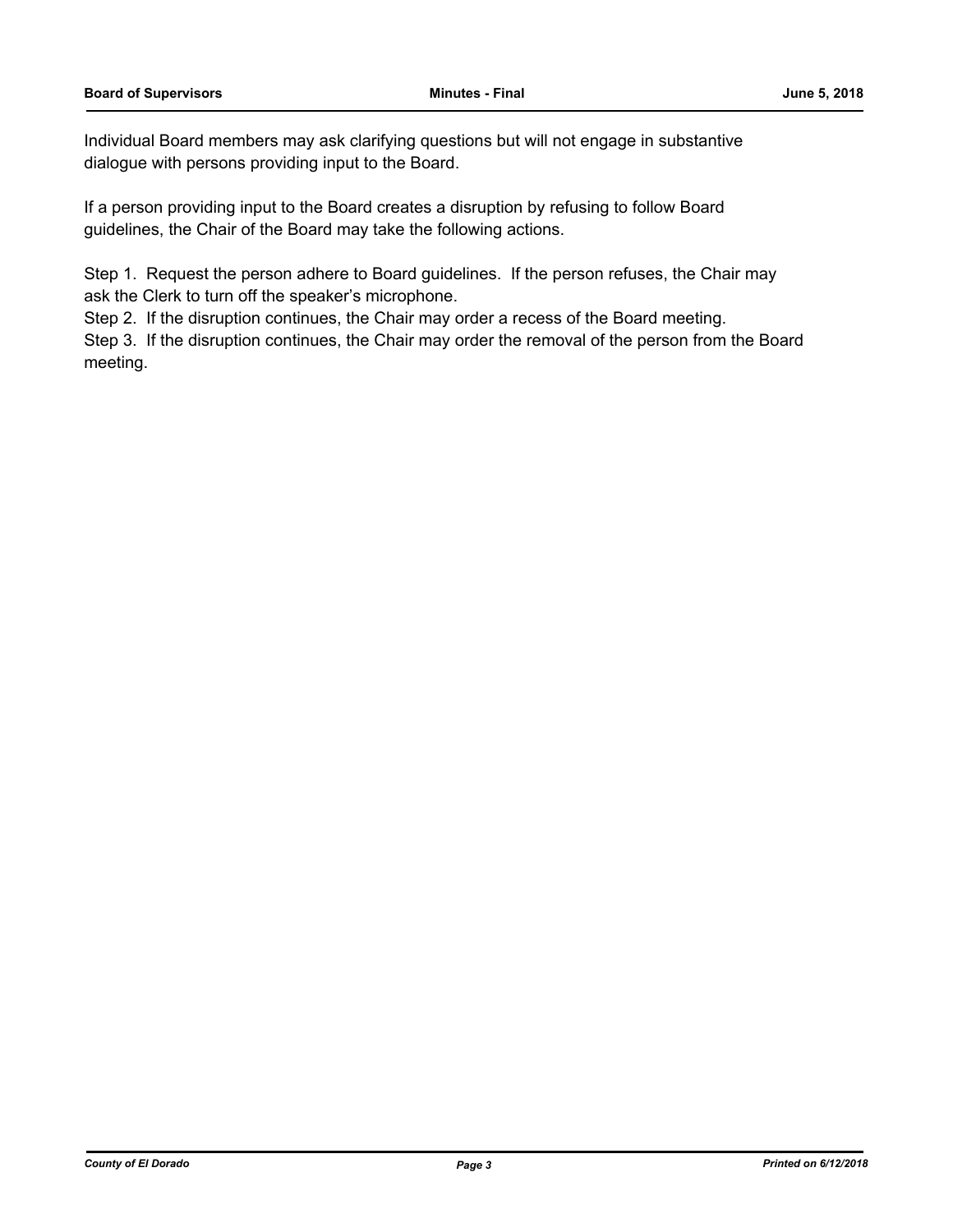Individual Board members may ask clarifying questions but will not engage in substantive dialogue with persons providing input to the Board.

If a person providing input to the Board creates a disruption by refusing to follow Board guidelines, the Chair of the Board may take the following actions.

Step 1. Request the person adhere to Board guidelines. If the person refuses, the Chair may ask the Clerk to turn off the speaker's microphone.
Step 2. If the disruption continues, the Chair may order a recess of the Board meeting.
Step 3. If the disruption continues, the Chair may order the removal of the person from the Board meeting.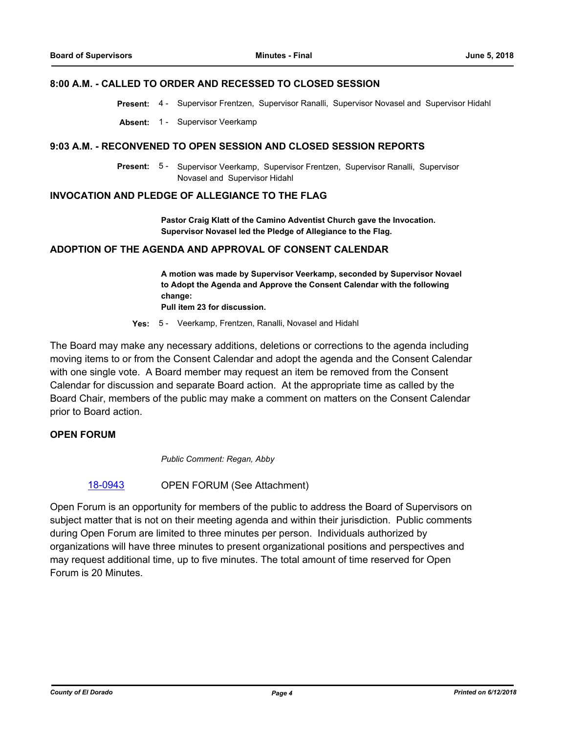## 8:00 A.M. - CALLED TO ORDER AND RECESSED TO CLOSED SESSION

**Present:** 4 - Supervisor Frentzen, Supervisor Ranalli, Supervisor Novasel and Supervisor Hidahl

**Absent:** 1 - Supervisor Veerkamp

## 9:03 A.M. - RECONVENED TO OPEN SESSION AND CLOSED SESSION REPORTS

**Present:** 5 - Supervisor Veerkamp, Supervisor Frentzen, Supervisor Ranalli, Supervisor Novasel and Supervisor Hidahl

## INVOCATION AND PLEDGE OF ALLEGIANCE TO THE FLAG

**Pastor Craig Klatt of the Camino Adventist Church gave the Invocation. Supervisor Novasel led the Pledge of Allegiance to the Flag.**

## ADOPTION OF THE AGENDA AND APPROVAL OF CONSENT CALENDAR

**A motion was made by Supervisor Veerkamp, seconded by Supervisor Novael to Adopt the Agenda and Approve the Consent Calendar with the following change:**
**Pull item 23 for discussion.**

**Yes:** 5 - Veerkamp, Frentzen, Ranalli, Novasel and Hidahl

The Board may make any necessary additions, deletions or corrections to the agenda including moving items to or from the Consent Calendar and adopt the agenda and the Consent Calendar with one single vote. A Board member may request an item be removed from the Consent Calendar for discussion and separate Board action. At the appropriate time as called by the Board Chair, members of the public may make a comment on matters on the Consent Calendar prior to Board action.

## OPEN FORUM

*Public Comment: Regan, Abby*

18-0943 OPEN FORUM (See Attachment)

Open Forum is an opportunity for members of the public to address the Board of Supervisors on subject matter that is not on their meeting agenda and within their jurisdiction. Public comments during Open Forum are limited to three minutes per person. Individuals authorized by organizations will have three minutes to present organizational positions and perspectives and may request additional time, up to five minutes. The total amount of time reserved for Open Forum is 20 Minutes.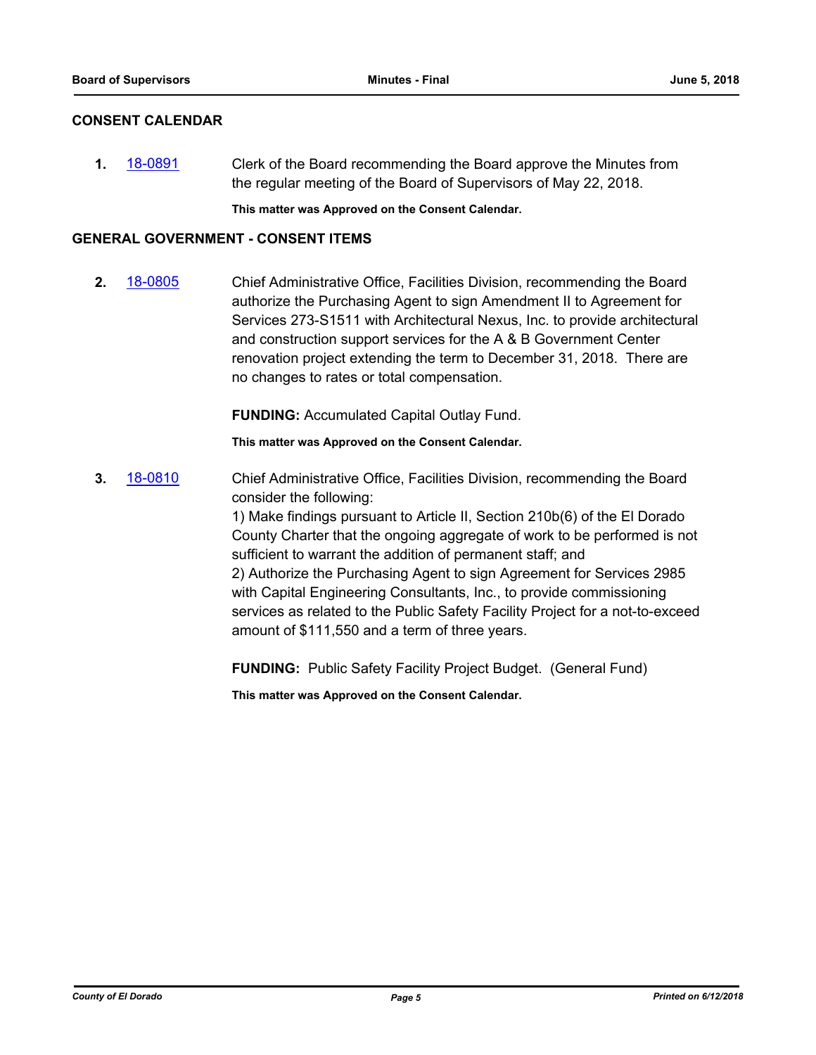## CONSENT CALENDAR

**1.** 18-0891 Clerk of the Board recommending the Board approve the Minutes from the regular meeting of the Board of Supervisors of May 22, 2018.

**This matter was Approved on the Consent Calendar.**

## GENERAL GOVERNMENT - CONSENT ITEMS

**2.** 18-0805 Chief Administrative Office, Facilities Division, recommending the Board authorize the Purchasing Agent to sign Amendment II to Agreement for Services 273-S1511 with Architectural Nexus, Inc. to provide architectural and construction support services for the A & B Government Center renovation project extending the term to December 31, 2018. There are no changes to rates or total compensation.

**FUNDING:** Accumulated Capital Outlay Fund.

**This matter was Approved on the Consent Calendar.**

**3.** 18-0810 Chief Administrative Office, Facilities Division, recommending the Board consider the following:

1) Make findings pursuant to Article II, Section 210b(6) of the El Dorado County Charter that the ongoing aggregate of work to be performed is not sufficient to warrant the addition of permanent staff; and

2) Authorize the Purchasing Agent to sign Agreement for Services 2985 with Capital Engineering Consultants, Inc., to provide commissioning services as related to the Public Safety Facility Project for a not-to-exceed amount of $111,550 and a term of three years.

**FUNDING:** Public Safety Facility Project Budget. (General Fund)

**This matter was Approved on the Consent Calendar.**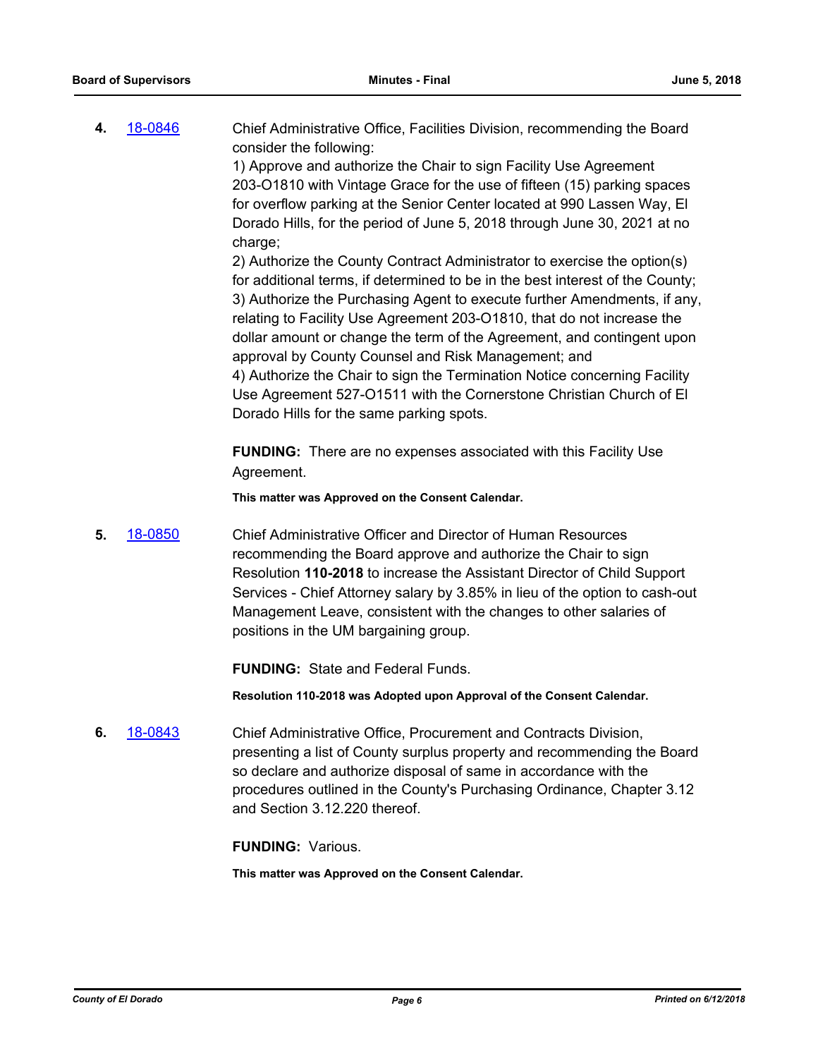**4.** [18-0846](18-0846) Chief Administrative Office, Facilities Division, recommending the Board consider the following:

1) Approve and authorize the Chair to sign Facility Use Agreement 203-O1810 with Vintage Grace for the use of fifteen (15) parking spaces for overflow parking at the Senior Center located at 990 Lassen Way, El Dorado Hills, for the period of June 5, 2018 through June 30, 2021 at no charge;

2) Authorize the County Contract Administrator to exercise the option(s) for additional terms, if determined to be in the best interest of the County;

3) Authorize the Purchasing Agent to execute further Amendments, if any, relating to Facility Use Agreement 203-O1810, that do not increase the dollar amount or change the term of the Agreement, and contingent upon approval by County Counsel and Risk Management; and

4) Authorize the Chair to sign the Termination Notice concerning Facility Use Agreement 527-O1511 with the Cornerstone Christian Church of El Dorado Hills for the same parking spots.

**FUNDING:** There are no expenses associated with this Facility Use Agreement.

**This matter was Approved on the Consent Calendar.**

**5.** [18-0850](18-0850) Chief Administrative Officer and Director of Human Resources recommending the Board approve and authorize the Chair to sign Resolution **110-2018** to increase the Assistant Director of Child Support Services - Chief Attorney salary by 3.85% in lieu of the option to cash-out Management Leave, consistent with the changes to other salaries of positions in the UM bargaining group.

**FUNDING:** State and Federal Funds.

**Resolution 110-2018 was Adopted upon Approval of the Consent Calendar.**

**6.** [18-0843](18-0843) Chief Administrative Office, Procurement and Contracts Division, presenting a list of County surplus property and recommending the Board so declare and authorize disposal of same in accordance with the procedures outlined in the County's Purchasing Ordinance, Chapter 3.12 and Section 3.12.220 thereof.

**FUNDING:** Various.

**This matter was Approved on the Consent Calendar.**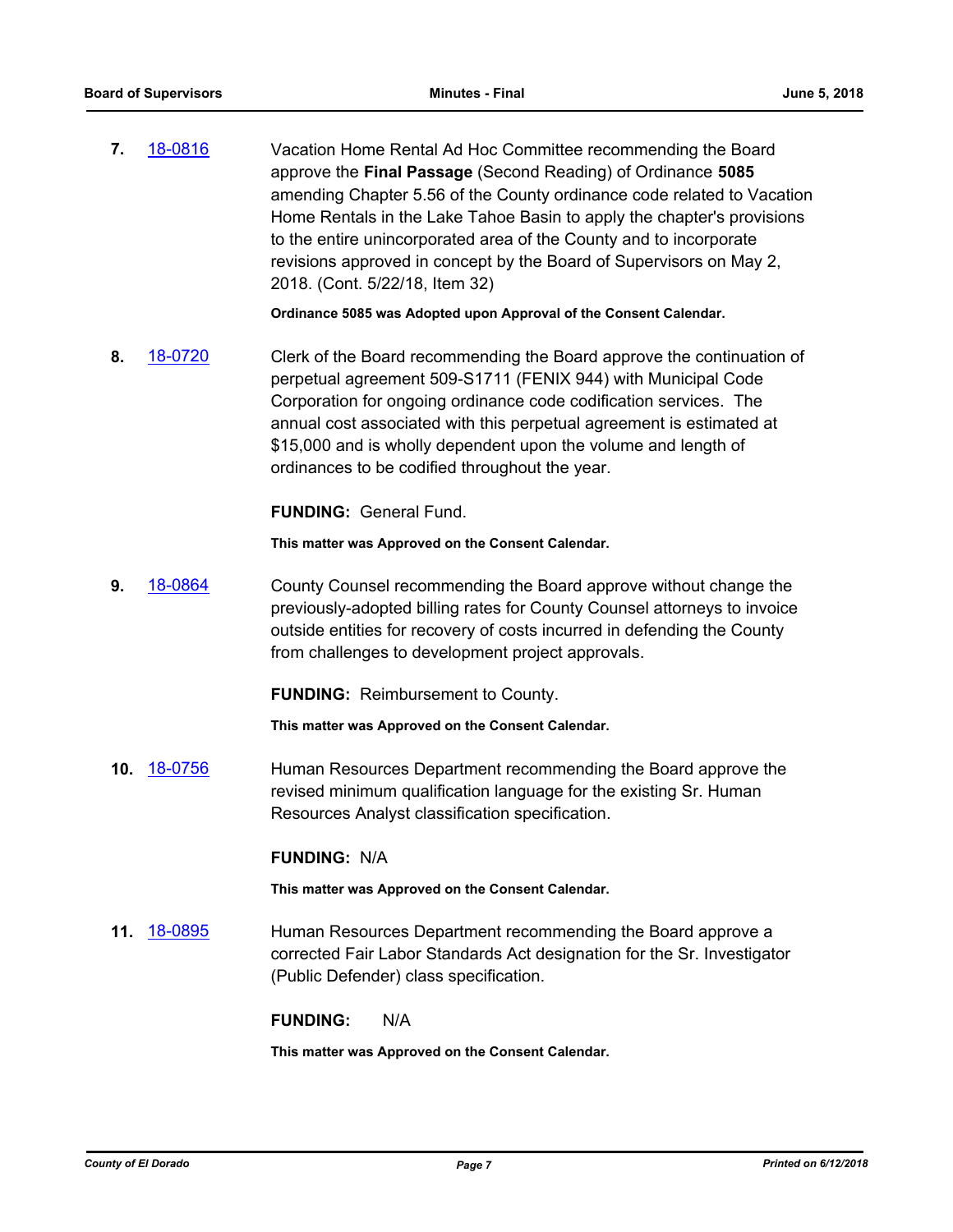**7.** [18-0816](#) Vacation Home Rental Ad Hoc Committee recommending the Board approve the **Final Passage** (Second Reading) of Ordinance **5085** amending Chapter 5.56 of the County ordinance code related to Vacation Home Rentals in the Lake Tahoe Basin to apply the chapter's provisions to the entire unincorporated area of the County and to incorporate revisions approved in concept by the Board of Supervisors on May 2, 2018. (Cont. 5/22/18, Item 32)

**Ordinance 5085 was Adopted upon Approval of the Consent Calendar.**

**8.** [18-0720](#) Clerk of the Board recommending the Board approve the continuation of perpetual agreement 509-S1711 (FENIX 944) with Municipal Code Corporation for ongoing ordinance code codification services. The annual cost associated with this perpetual agreement is estimated at $15,000 and is wholly dependent upon the volume and length of ordinances to be codified throughout the year.

**FUNDING:** General Fund.

**This matter was Approved on the Consent Calendar.**

**9.** [18-0864](#) County Counsel recommending the Board approve without change the previously-adopted billing rates for County Counsel attorneys to invoice outside entities for recovery of costs incurred in defending the County from challenges to development project approvals.

**FUNDING:** Reimbursement to County.

**This matter was Approved on the Consent Calendar.**

**10.** [18-0756](#) Human Resources Department recommending the Board approve the revised minimum qualification language for the existing Sr. Human Resources Analyst classification specification.

**FUNDING:** N/A

**This matter was Approved on the Consent Calendar.**

**11.** [18-0895](#) Human Resources Department recommending the Board approve a corrected Fair Labor Standards Act designation for the Sr. Investigator (Public Defender) class specification.

**FUNDING:** N/A

**This matter was Approved on the Consent Calendar.**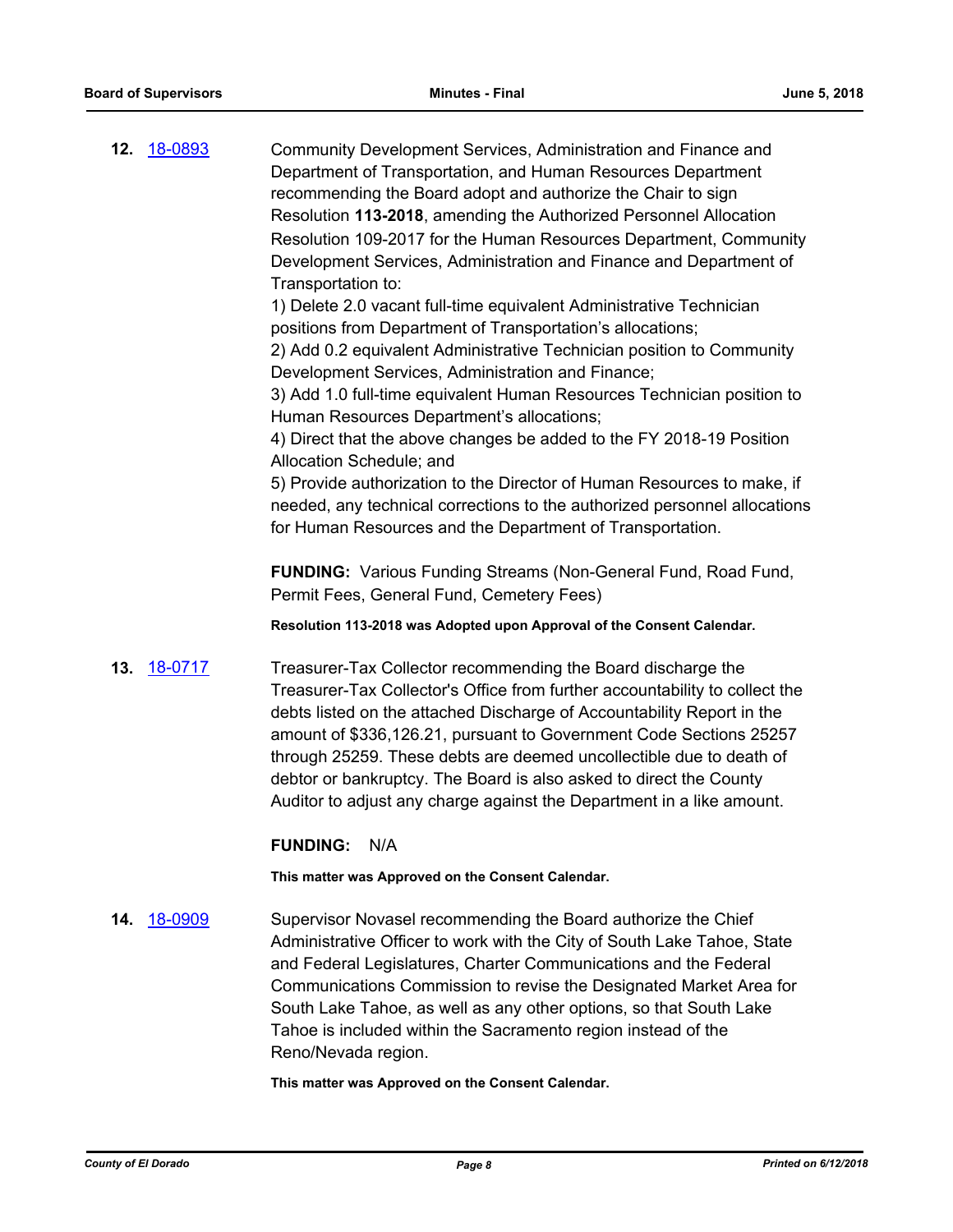**12.** 18-0893

Community Development Services, Administration and Finance and Department of Transportation, and Human Resources Department recommending the Board adopt and authorize the Chair to sign Resolution **113-2018**, amending the Authorized Personnel Allocation Resolution 109-2017 for the Human Resources Department, Community Development Services, Administration and Finance and Department of Transportation to:

1) Delete 2.0 vacant full-time equivalent Administrative Technician positions from Department of Transportation's allocations;
2) Add 0.2 equivalent Administrative Technician position to Community Development Services, Administration and Finance;
3) Add 1.0 full-time equivalent Human Resources Technician position to Human Resources Department's allocations;
4) Direct that the above changes be added to the FY 2018-19 Position Allocation Schedule; and
5) Provide authorization to the Director of Human Resources to make, if needed, any technical corrections to the authorized personnel allocations for Human Resources and the Department of Transportation.

**FUNDING:** Various Funding Streams (Non-General Fund, Road Fund, Permit Fees, General Fund, Cemetery Fees)

**Resolution 113-2018 was Adopted upon Approval of the Consent Calendar.**

**13.** 18-0717

Treasurer-Tax Collector recommending the Board discharge the Treasurer-Tax Collector's Office from further accountability to collect the debts listed on the attached Discharge of Accountability Report in the amount of $336,126.21, pursuant to Government Code Sections 25257 through 25259. These debts are deemed uncollectible due to death of debtor or bankruptcy. The Board is also asked to direct the County Auditor to adjust any charge against the Department in a like amount.

**FUNDING:** N/A

**This matter was Approved on the Consent Calendar.**

**14.** 18-0909

Supervisor Novasel recommending the Board authorize the Chief Administrative Officer to work with the City of South Lake Tahoe, State and Federal Legislatures, Charter Communications and the Federal Communications Commission to revise the Designated Market Area for South Lake Tahoe, as well as any other options, so that South Lake Tahoe is included within the Sacramento region instead of the Reno/Nevada region.

**This matter was Approved on the Consent Calendar.**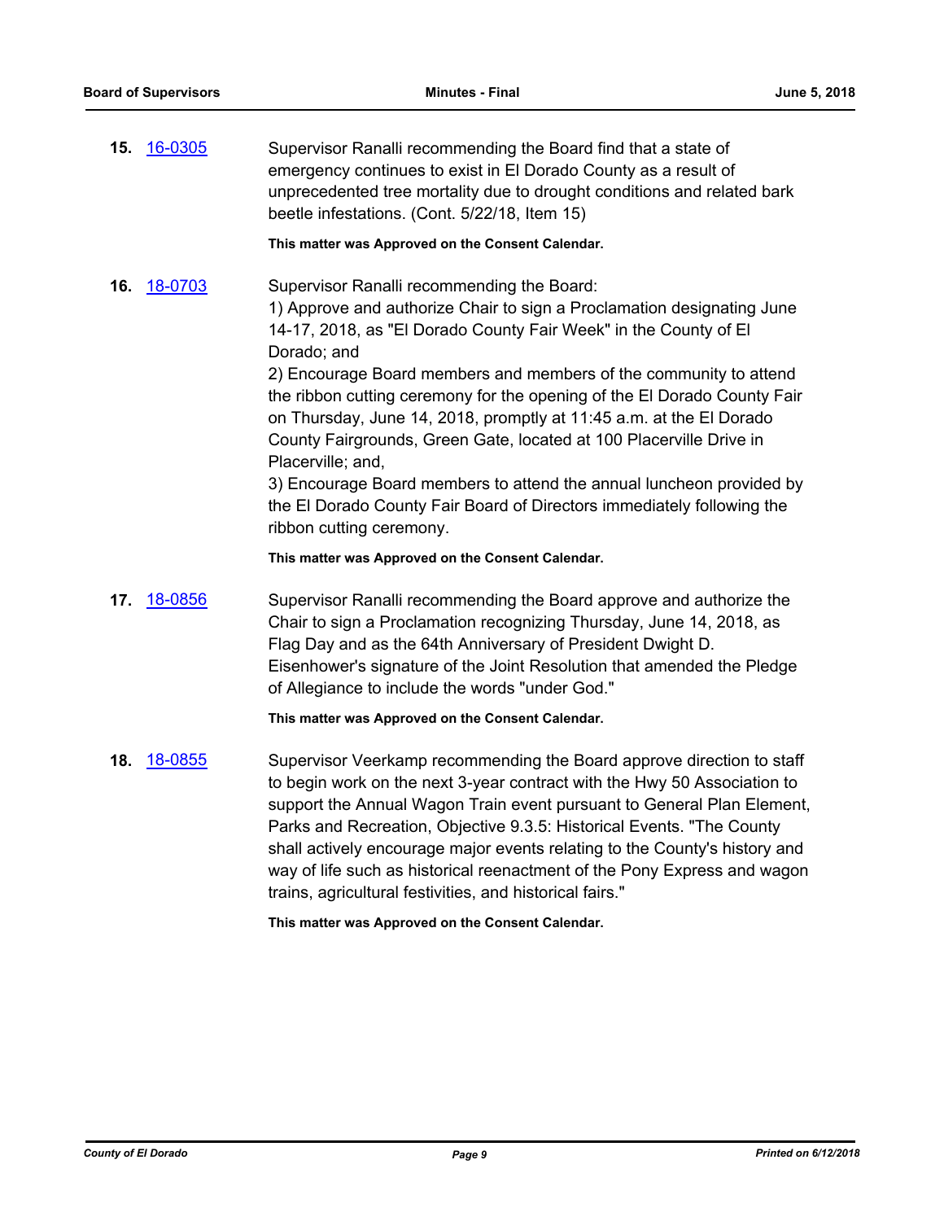**15.** 16-0305 Supervisor Ranalli recommending the Board find that a state of emergency continues to exist in El Dorado County as a result of unprecedented tree mortality due to drought conditions and related bark beetle infestations. (Cont. 5/22/18, Item 15)

**This matter was Approved on the Consent Calendar.**

**16.** 18-0703 Supervisor Ranalli recommending the Board:
1) Approve and authorize Chair to sign a Proclamation designating June 14-17, 2018, as "El Dorado County Fair Week" in the County of El Dorado; and
2) Encourage Board members and members of the community to attend the ribbon cutting ceremony for the opening of the El Dorado County Fair on Thursday, June 14, 2018, promptly at 11:45 a.m. at the El Dorado County Fairgrounds, Green Gate, located at 100 Placerville Drive in Placerville; and,
3) Encourage Board members to attend the annual luncheon provided by the El Dorado County Fair Board of Directors immediately following the ribbon cutting ceremony.

**This matter was Approved on the Consent Calendar.**

**17.** 18-0856 Supervisor Ranalli recommending the Board approve and authorize the Chair to sign a Proclamation recognizing Thursday, June 14, 2018, as Flag Day and as the 64th Anniversary of President Dwight D. Eisenhower's signature of the Joint Resolution that amended the Pledge of Allegiance to include the words "under God."

**This matter was Approved on the Consent Calendar.**

**18.** 18-0855 Supervisor Veerkamp recommending the Board approve direction to staff to begin work on the next 3-year contract with the Hwy 50 Association to support the Annual Wagon Train event pursuant to General Plan Element, Parks and Recreation, Objective 9.3.5: Historical Events. "The County shall actively encourage major events relating to the County's history and way of life such as historical reenactment of the Pony Express and wagon trains, agricultural festivities, and historical fairs."

**This matter was Approved on the Consent Calendar.**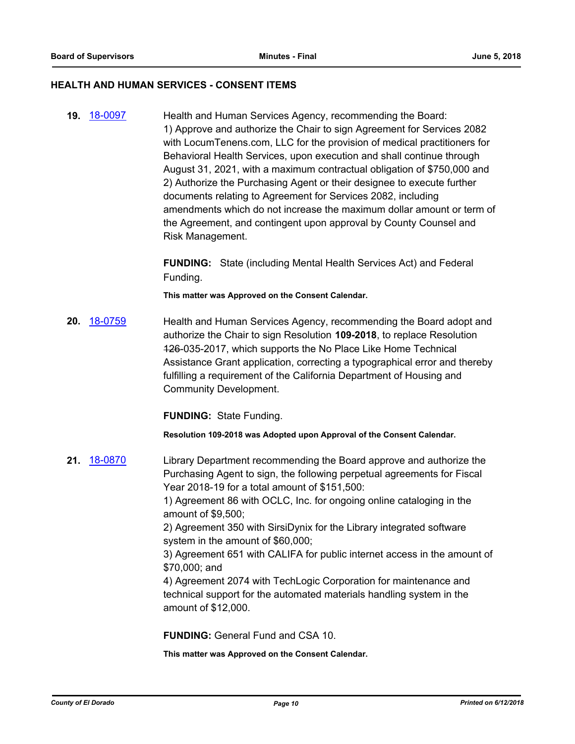## HEALTH AND HUMAN SERVICES - CONSENT ITEMS

**19.** 18-0097

Health and Human Services Agency, recommending the Board:
1) Approve and authorize the Chair to sign Agreement for Services 2082 with LocumTenens.com, LLC for the provision of medical practitioners for Behavioral Health Services, upon execution and shall continue through August 31, 2021, with a maximum contractual obligation of $750,000 and
2) Authorize the Purchasing Agent or their designee to execute further documents relating to Agreement for Services 2082, including amendments which do not increase the maximum dollar amount or term of the Agreement, and contingent upon approval by County Counsel and Risk Management.

**FUNDING:** State (including Mental Health Services Act) and Federal Funding.

**This matter was Approved on the Consent Calendar.**

**20.** 18-0759

Health and Human Services Agency, recommending the Board adopt and authorize the Chair to sign Resolution **109-2018**, to replace Resolution ~~126~~-035-2017, which supports the No Place Like Home Technical Assistance Grant application, correcting a typographical error and thereby fulfilling a requirement of the California Department of Housing and Community Development.

**FUNDING:** State Funding.

**Resolution 109-2018 was Adopted upon Approval of the Consent Calendar.**

**21.** 18-0870

Library Department recommending the Board approve and authorize the Purchasing Agent to sign, the following perpetual agreements for Fiscal Year 2018-19 for a total amount of $151,500:
1) Agreement 86 with OCLC, Inc. for ongoing online cataloging in the amount of $9,500;
2) Agreement 350 with SirsiDynix for the Library integrated software system in the amount of $60,000;
3) Agreement 651 with CALIFA for public internet access in the amount of $70,000; and
4) Agreement 2074 with TechLogic Corporation for maintenance and technical support for the automated materials handling system in the amount of $12,000.

**FUNDING:** General Fund and CSA 10.

**This matter was Approved on the Consent Calendar.**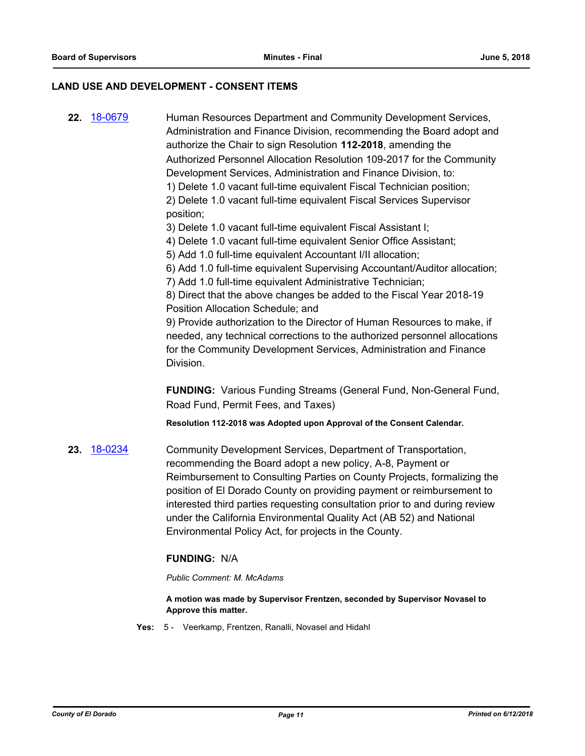## LAND USE AND DEVELOPMENT - CONSENT ITEMS

**22.** 18-0679

Human Resources Department and Community Development Services, Administration and Finance Division, recommending the Board adopt and authorize the Chair to sign Resolution **112-2018**, amending the Authorized Personnel Allocation Resolution 109-2017 for the Community Development Services, Administration and Finance Division, to:

1) Delete 1.0 vacant full-time equivalent Fiscal Technician position;
2) Delete 1.0 vacant full-time equivalent Fiscal Services Supervisor position;
3) Delete 1.0 vacant full-time equivalent Fiscal Assistant I;
4) Delete 1.0 vacant full-time equivalent Senior Office Assistant;
5) Add 1.0 full-time equivalent Accountant I/II allocation;
6) Add 1.0 full-time equivalent Supervising Accountant/Auditor allocation;
7) Add 1.0 full-time equivalent Administrative Technician;
8) Direct that the above changes be added to the Fiscal Year 2018-19 Position Allocation Schedule; and
9) Provide authorization to the Director of Human Resources to make, if needed, any technical corrections to the authorized personnel allocations for the Community Development Services, Administration and Finance Division.

**FUNDING:** Various Funding Streams (General Fund, Non-General Fund, Road Fund, Permit Fees, and Taxes)

**Resolution 112-2018 was Adopted upon Approval of the Consent Calendar.**

**23.** 18-0234

Community Development Services, Department of Transportation, recommending the Board adopt a new policy, A-8, Payment or Reimbursement to Consulting Parties on County Projects, formalizing the position of El Dorado County on providing payment or reimbursement to interested third parties requesting consultation prior to and during review under the California Environmental Quality Act (AB 52) and National Environmental Policy Act, for projects in the County.

**FUNDING:** N/A

*Public Comment: M. McAdams*

**A motion was made by Supervisor Frentzen, seconded by Supervisor Novasel to Approve this matter.**

**Yes:** 5 - Veerkamp, Frentzen, Ranalli, Novasel and Hidahl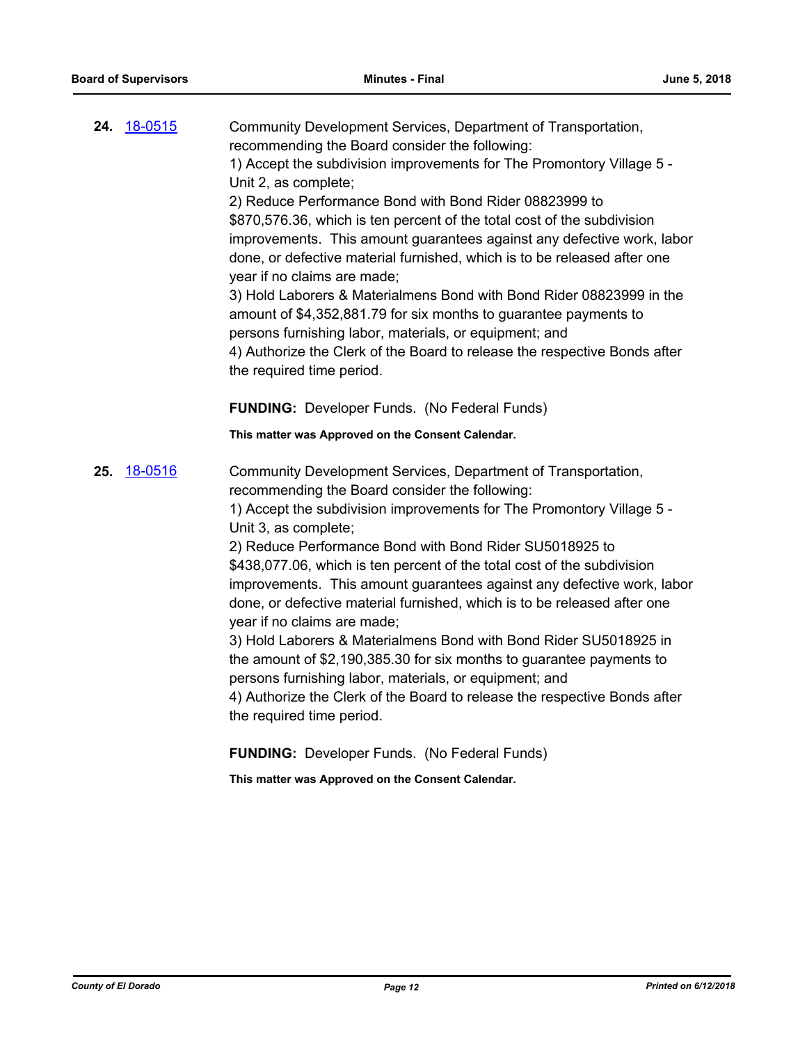**24.** 18-0515

Community Development Services, Department of Transportation, recommending the Board consider the following:

1) Accept the subdivision improvements for The Promontory Village 5 - Unit 2, as complete;

2) Reduce Performance Bond with Bond Rider 08823999 to $870,576.36, which is ten percent of the total cost of the subdivision improvements. This amount guarantees against any defective work, labor done, or defective material furnished, which is to be released after one year if no claims are made;

3) Hold Laborers & Materialmens Bond with Bond Rider 08823999 in the amount of $4,352,881.79 for six months to guarantee payments to persons furnishing labor, materials, or equipment; and

4) Authorize the Clerk of the Board to release the respective Bonds after the required time period.

**FUNDING:** Developer Funds. (No Federal Funds)

**This matter was Approved on the Consent Calendar.**

**25.** 18-0516

Community Development Services, Department of Transportation, recommending the Board consider the following:

1) Accept the subdivision improvements for The Promontory Village 5 - Unit 3, as complete;

2) Reduce Performance Bond with Bond Rider SU5018925 to $438,077.06, which is ten percent of the total cost of the subdivision improvements. This amount guarantees against any defective work, labor done, or defective material furnished, which is to be released after one year if no claims are made;

3) Hold Laborers & Materialmens Bond with Bond Rider SU5018925 in the amount of $2,190,385.30 for six months to guarantee payments to persons furnishing labor, materials, or equipment; and

4) Authorize the Clerk of the Board to release the respective Bonds after the required time period.

**FUNDING:** Developer Funds. (No Federal Funds)

**This matter was Approved on the Consent Calendar.**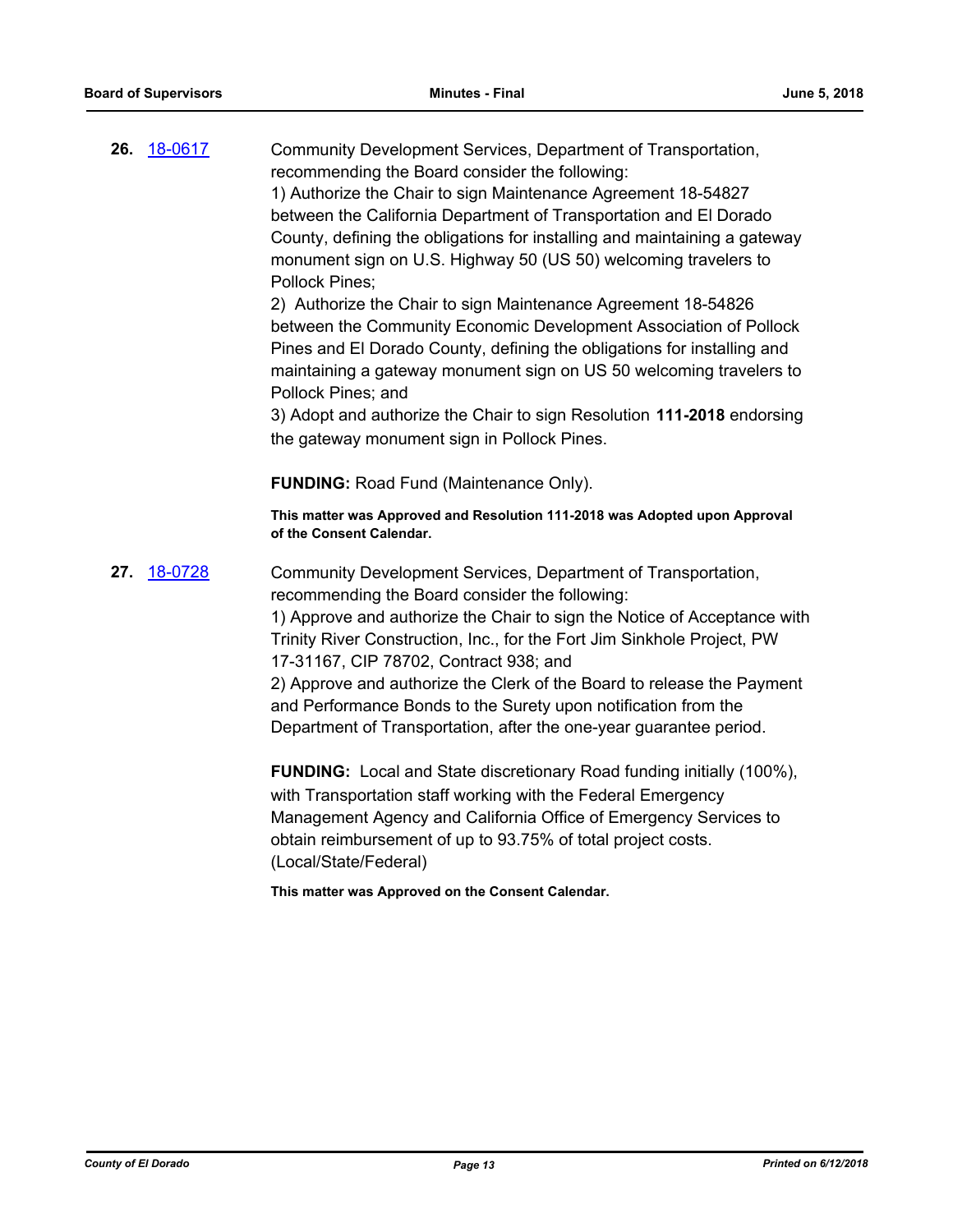**26.** 18-0617

Community Development Services, Department of Transportation, recommending the Board consider the following:
1) Authorize the Chair to sign Maintenance Agreement 18-54827 between the California Department of Transportation and El Dorado County, defining the obligations for installing and maintaining a gateway monument sign on U.S. Highway 50 (US 50) welcoming travelers to Pollock Pines;
2) Authorize the Chair to sign Maintenance Agreement 18-54826 between the Community Economic Development Association of Pollock Pines and El Dorado County, defining the obligations for installing and maintaining a gateway monument sign on US 50 welcoming travelers to Pollock Pines; and
3) Adopt and authorize the Chair to sign Resolution **111-2018** endorsing the gateway monument sign in Pollock Pines.

**FUNDING:** Road Fund (Maintenance Only).

**This matter was Approved and Resolution 111-2018 was Adopted upon Approval of the Consent Calendar.**

**27.** 18-0728

Community Development Services, Department of Transportation, recommending the Board consider the following:
1) Approve and authorize the Chair to sign the Notice of Acceptance with Trinity River Construction, Inc., for the Fort Jim Sinkhole Project, PW 17-31167, CIP 78702, Contract 938; and
2) Approve and authorize the Clerk of the Board to release the Payment and Performance Bonds to the Surety upon notification from the Department of Transportation, after the one-year guarantee period.

**FUNDING:** Local and State discretionary Road funding initially (100%), with Transportation staff working with the Federal Emergency Management Agency and California Office of Emergency Services to obtain reimbursement of up to 93.75% of total project costs. (Local/State/Federal)

**This matter was Approved on the Consent Calendar.**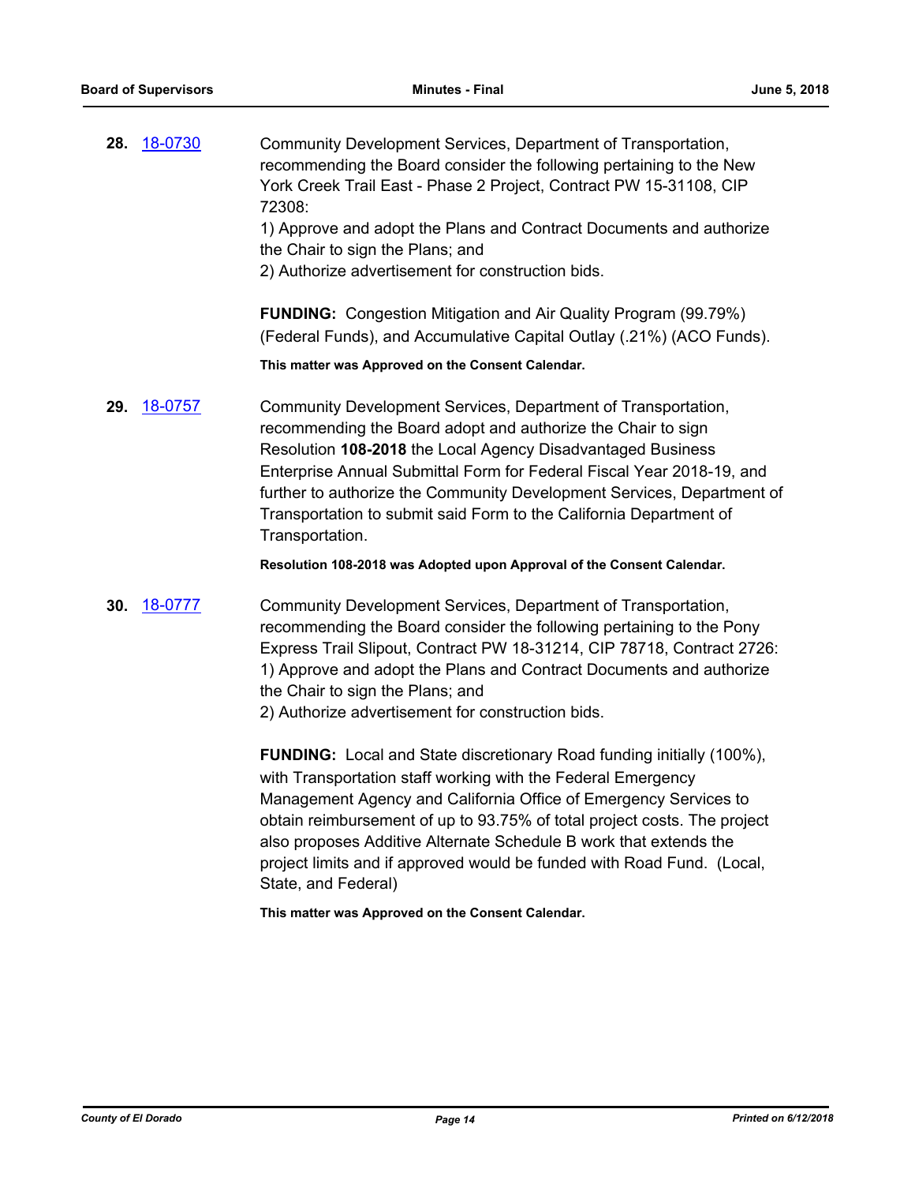**28.** 18-0730

Community Development Services, Department of Transportation, recommending the Board consider the following pertaining to the New York Creek Trail East - Phase 2 Project, Contract PW 15-31108, CIP 72308:

1) Approve and adopt the Plans and Contract Documents and authorize the Chair to sign the Plans; and

2) Authorize advertisement for construction bids.

**FUNDING:** Congestion Mitigation and Air Quality Program (99.79%) (Federal Funds), and Accumulative Capital Outlay (.21%) (ACO Funds).

**This matter was Approved on the Consent Calendar.**

**29.** 18-0757

Community Development Services, Department of Transportation, recommending the Board adopt and authorize the Chair to sign Resolution **108-2018** the Local Agency Disadvantaged Business Enterprise Annual Submittal Form for Federal Fiscal Year 2018-19, and further to authorize the Community Development Services, Department of Transportation to submit said Form to the California Department of Transportation.

**Resolution 108-2018 was Adopted upon Approval of the Consent Calendar.**

**30.** 18-0777

Community Development Services, Department of Transportation, recommending the Board consider the following pertaining to the Pony Express Trail Slipout, Contract PW 18-31214, CIP 78718, Contract 2726:

1) Approve and adopt the Plans and Contract Documents and authorize the Chair to sign the Plans; and

2) Authorize advertisement for construction bids.

**FUNDING:** Local and State discretionary Road funding initially (100%), with Transportation staff working with the Federal Emergency Management Agency and California Office of Emergency Services to obtain reimbursement of up to 93.75% of total project costs. The project also proposes Additive Alternate Schedule B work that extends the project limits and if approved would be funded with Road Fund. (Local, State, and Federal)

**This matter was Approved on the Consent Calendar.**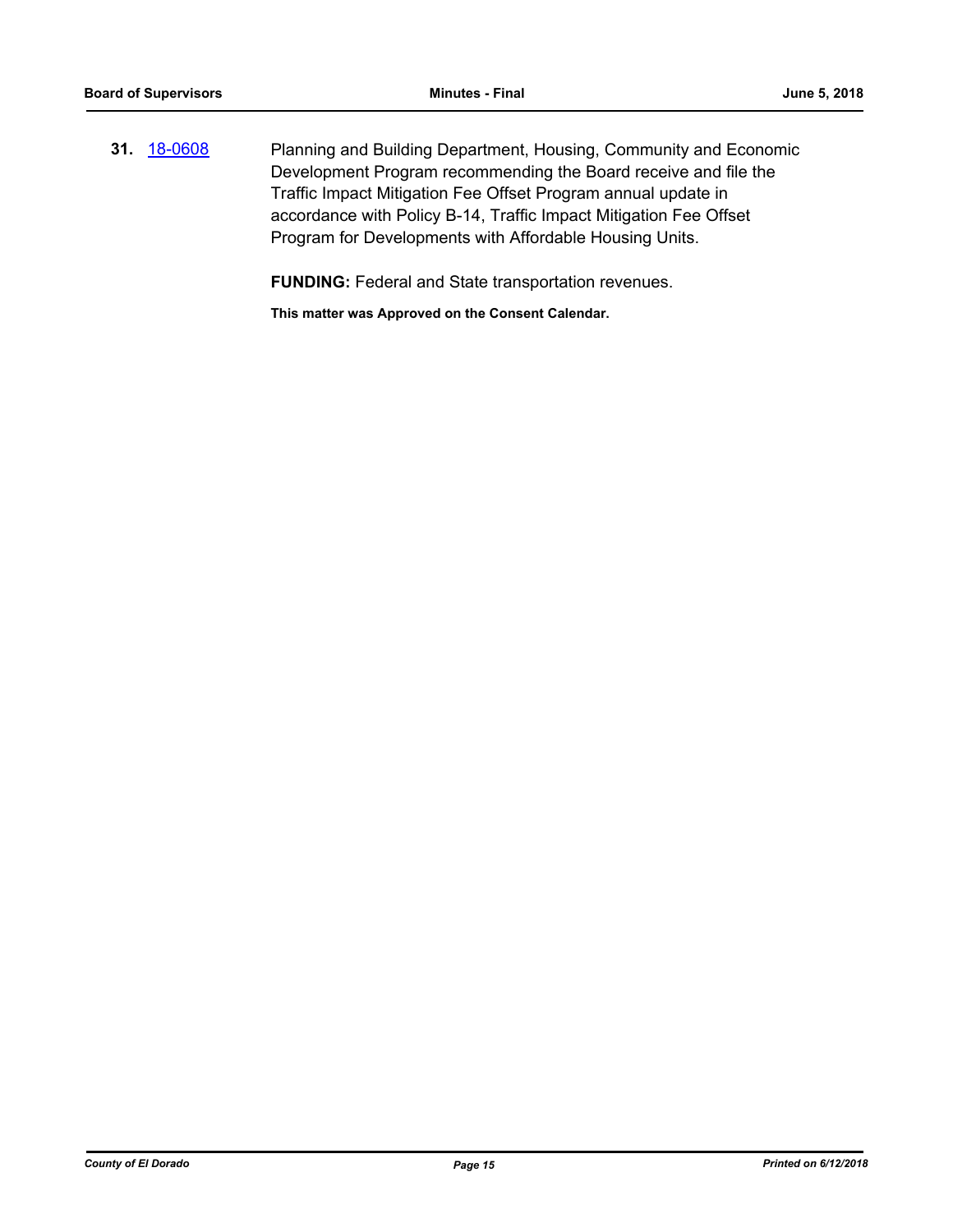**31.** 18-0608 Planning and Building Department, Housing, Community and Economic Development Program recommending the Board receive and file the Traffic Impact Mitigation Fee Offset Program annual update in accordance with Policy B-14, Traffic Impact Mitigation Fee Offset Program for Developments with Affordable Housing Units.

**FUNDING:** Federal and State transportation revenues.

**This matter was Approved on the Consent Calendar.**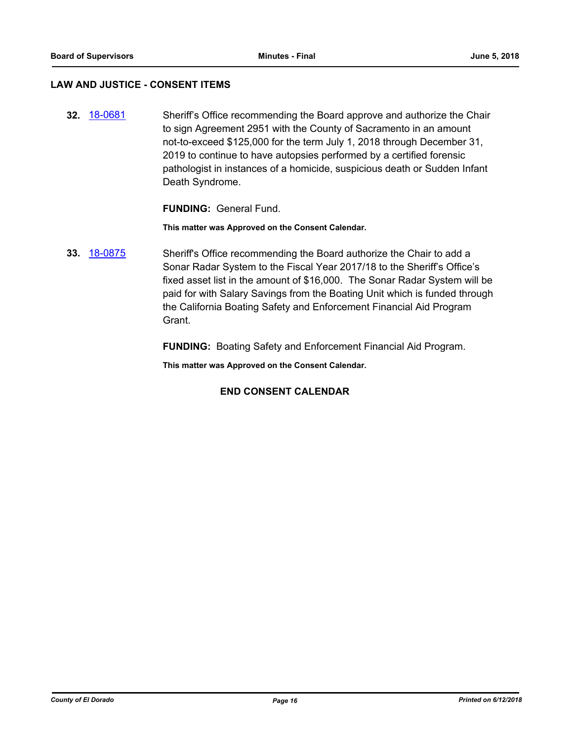## LAW AND JUSTICE - CONSENT ITEMS

**32.** 18-0681 Sheriff's Office recommending the Board approve and authorize the Chair to sign Agreement 2951 with the County of Sacramento in an amount not-to-exceed $125,000 for the term July 1, 2018 through December 31, 2019 to continue to have autopsies performed by a certified forensic pathologist in instances of a homicide, suspicious death or Sudden Infant Death Syndrome.

**FUNDING:** General Fund.

**This matter was Approved on the Consent Calendar.**

**33.** 18-0875 Sheriff's Office recommending the Board authorize the Chair to add a Sonar Radar System to the Fiscal Year 2017/18 to the Sheriff's Office's fixed asset list in the amount of $16,000. The Sonar Radar System will be paid for with Salary Savings from the Boating Unit which is funded through the California Boating Safety and Enforcement Financial Aid Program Grant.

**FUNDING:** Boating Safety and Enforcement Financial Aid Program.

**This matter was Approved on the Consent Calendar.**

**END CONSENT CALENDAR**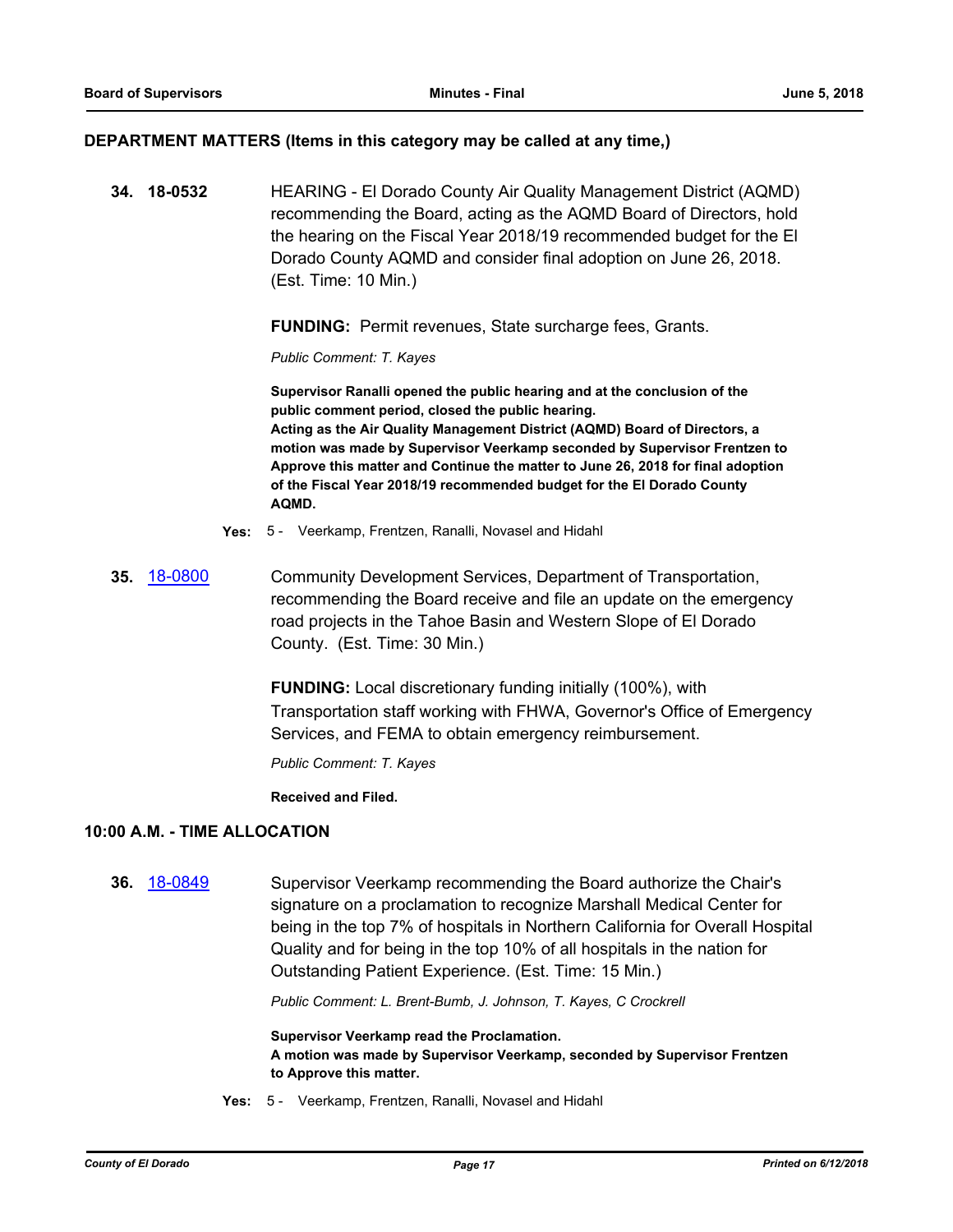## DEPARTMENT MATTERS (Items in this category may be called at any time,)

**34. 18-0532** HEARING - El Dorado County Air Quality Management District (AQMD) recommending the Board, acting as the AQMD Board of Directors, hold the hearing on the Fiscal Year 2018/19 recommended budget for the El Dorado County AQMD and consider final adoption on June 26, 2018. (Est. Time: 10 Min.)

**FUNDING:** Permit revenues, State surcharge fees, Grants.

*Public Comment: T. Kayes*

**Supervisor Ranalli opened the public hearing and at the conclusion of the public comment period, closed the public hearing.**
**Acting as the Air Quality Management District (AQMD) Board of Directors, a motion was made by Supervisor Veerkamp seconded by Supervisor Frentzen to Approve this matter and Continue the matter to June 26, 2018 for final adoption of the Fiscal Year 2018/19 recommended budget for the El Dorado County AQMD.**

**Yes:** 5 - Veerkamp, Frentzen, Ranalli, Novasel and Hidahl

**35. 18-0800** Community Development Services, Department of Transportation, recommending the Board receive and file an update on the emergency road projects in the Tahoe Basin and Western Slope of El Dorado County. (Est. Time: 30 Min.)

**FUNDING:** Local discretionary funding initially (100%), with Transportation staff working with FHWA, Governor's Office of Emergency Services, and FEMA to obtain emergency reimbursement.

*Public Comment: T. Kayes*

**Received and Filed.**

## 10:00 A.M. - TIME ALLOCATION

**36. 18-0849** Supervisor Veerkamp recommending the Board authorize the Chair's signature on a proclamation to recognize Marshall Medical Center for being in the top 7% of hospitals in Northern California for Overall Hospital Quality and for being in the top 10% of all hospitals in the nation for Outstanding Patient Experience. (Est. Time: 15 Min.)

*Public Comment: L. Brent-Bumb, J. Johnson, T. Kayes, C Crockrell*

**Supervisor Veerkamp read the Proclamation.**
**A motion was made by Supervisor Veerkamp, seconded by Supervisor Frentzen to Approve this matter.**

**Yes:** 5 - Veerkamp, Frentzen, Ranalli, Novasel and Hidahl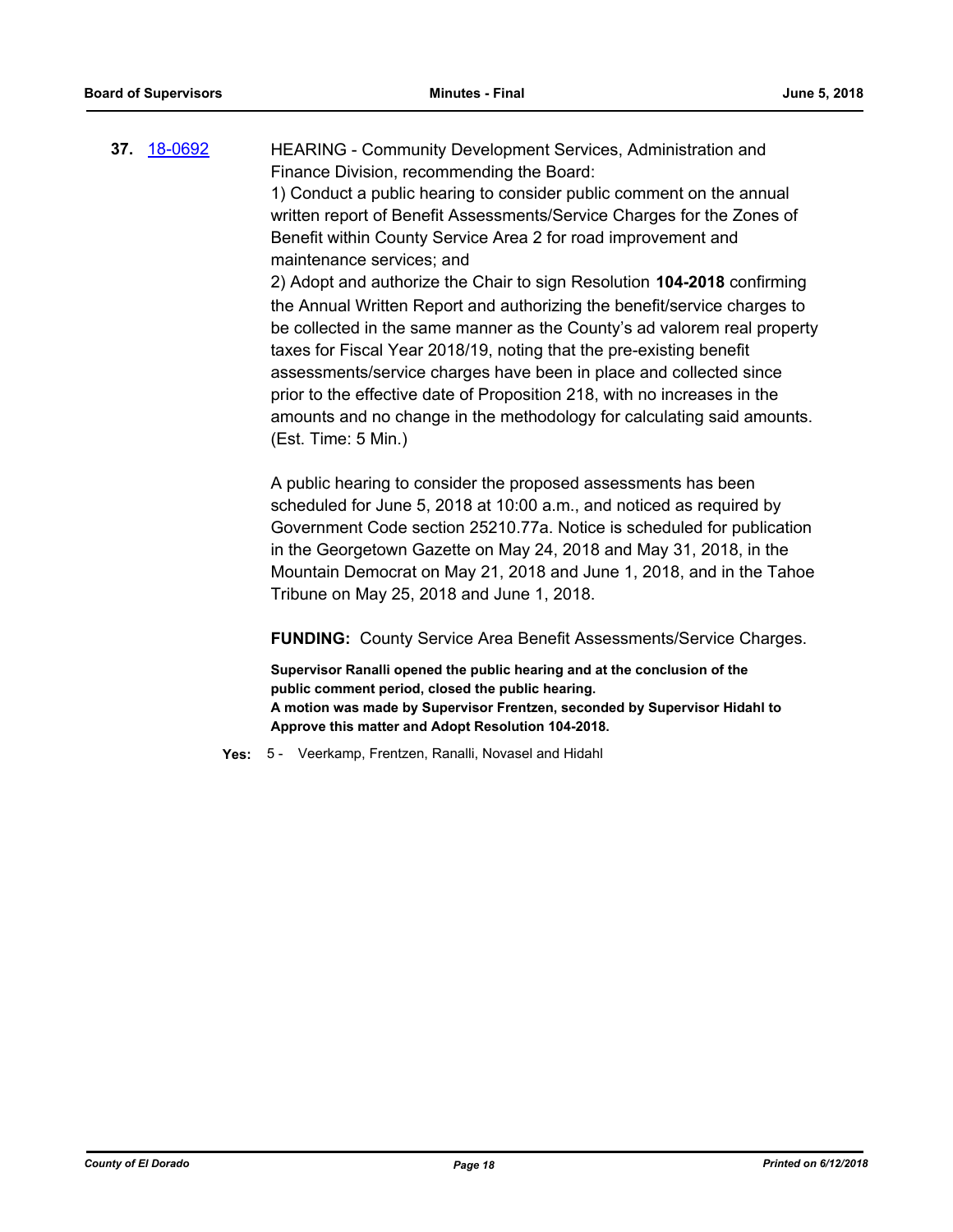**37.** [18-0692](18-0692)

HEARING - Community Development Services, Administration and Finance Division, recommending the Board:

1) Conduct a public hearing to consider public comment on the annual written report of Benefit Assessments/Service Charges for the Zones of Benefit within County Service Area 2 for road improvement and maintenance services; and

2) Adopt and authorize the Chair to sign Resolution **104-2018** confirming the Annual Written Report and authorizing the benefit/service charges to be collected in the same manner as the County's ad valorem real property taxes for Fiscal Year 2018/19, noting that the pre-existing benefit assessments/service charges have been in place and collected since prior to the effective date of Proposition 218, with no increases in the amounts and no change in the methodology for calculating said amounts. (Est. Time: 5 Min.)

A public hearing to consider the proposed assessments has been scheduled for June 5, 2018 at 10:00 a.m., and noticed as required by Government Code section 25210.77a. Notice is scheduled for publication in the Georgetown Gazette on May 24, 2018 and May 31, 2018, in the Mountain Democrat on May 21, 2018 and June 1, 2018, and in the Tahoe Tribune on May 25, 2018 and June 1, 2018.

**FUNDING:** County Service Area Benefit Assessments/Service Charges.

**Supervisor Ranalli opened the public hearing and at the conclusion of the public comment period, closed the public hearing.**
**A motion was made by Supervisor Frentzen, seconded by Supervisor Hidahl to Approve this matter and Adopt Resolution 104-2018.**

**Yes:** 5 - Veerkamp, Frentzen, Ranalli, Novasel and Hidahl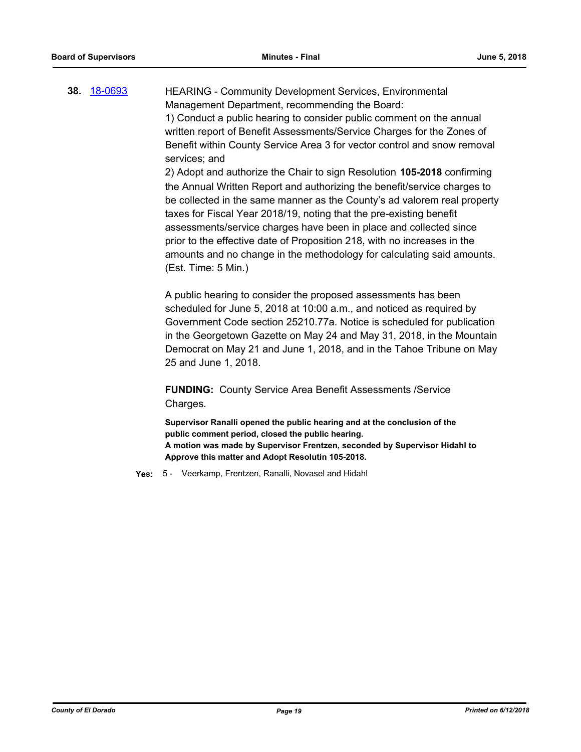**38.** [18-0693](18-0693) HEARING - Community Development Services, Environmental Management Department, recommending the Board:

1) Conduct a public hearing to consider public comment on the annual written report of Benefit Assessments/Service Charges for the Zones of Benefit within County Service Area 3 for vector control and snow removal services; and

2) Adopt and authorize the Chair to sign Resolution **105-2018** confirming the Annual Written Report and authorizing the benefit/service charges to be collected in the same manner as the County's ad valorem real property taxes for Fiscal Year 2018/19, noting that the pre-existing benefit assessments/service charges have been in place and collected since prior to the effective date of Proposition 218, with no increases in the amounts and no change in the methodology for calculating said amounts. (Est. Time: 5 Min.)

A public hearing to consider the proposed assessments has been scheduled for June 5, 2018 at 10:00 a.m., and noticed as required by Government Code section 25210.77a. Notice is scheduled for publication in the Georgetown Gazette on May 24 and May 31, 2018, in the Mountain Democrat on May 21 and June 1, 2018, and in the Tahoe Tribune on May 25 and June 1, 2018.

**FUNDING:** County Service Area Benefit Assessments /Service Charges.

**Supervisor Ranalli opened the public hearing and at the conclusion of the public comment period, closed the public hearing.**
**A motion was made by Supervisor Frentzen, seconded by Supervisor Hidahl to Approve this matter and Adopt Resolutin 105-2018.**

**Yes:** 5 - Veerkamp, Frentzen, Ranalli, Novasel and Hidahl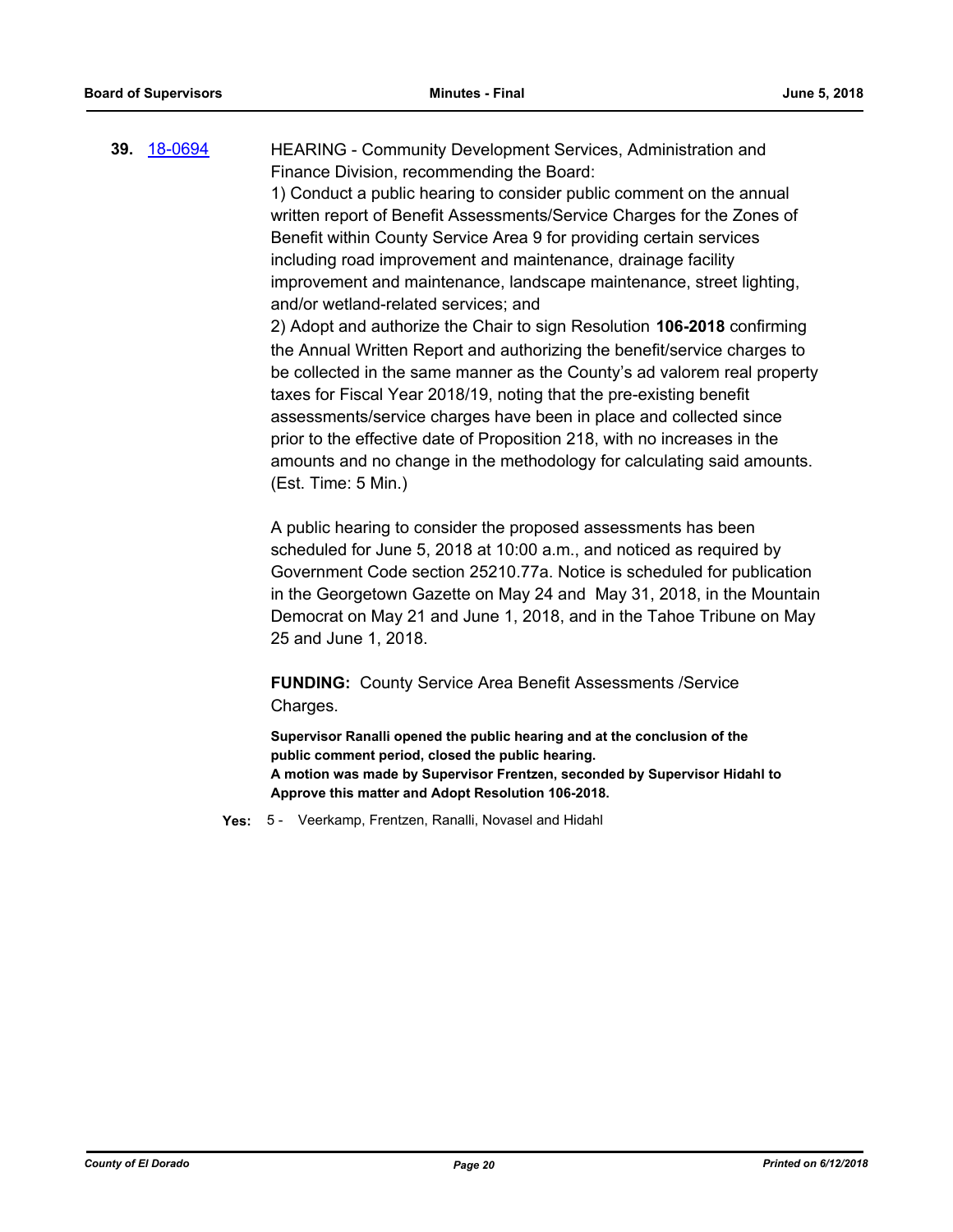**39.** 18-0694

HEARING - Community Development Services, Administration and Finance Division, recommending the Board:

1) Conduct a public hearing to consider public comment on the annual written report of Benefit Assessments/Service Charges for the Zones of Benefit within County Service Area 9 for providing certain services including road improvement and maintenance, drainage facility improvement and maintenance, landscape maintenance, street lighting, and/or wetland-related services; and

2) Adopt and authorize the Chair to sign Resolution **106-2018** confirming the Annual Written Report and authorizing the benefit/service charges to be collected in the same manner as the County's ad valorem real property taxes for Fiscal Year 2018/19, noting that the pre-existing benefit assessments/service charges have been in place and collected since prior to the effective date of Proposition 218, with no increases in the amounts and no change in the methodology for calculating said amounts. (Est. Time: 5 Min.)

A public hearing to consider the proposed assessments has been scheduled for June 5, 2018 at 10:00 a.m., and noticed as required by Government Code section 25210.77a. Notice is scheduled for publication in the Georgetown Gazette on May 24 and May 31, 2018, in the Mountain Democrat on May 21 and June 1, 2018, and in the Tahoe Tribune on May 25 and June 1, 2018.

**FUNDING:** County Service Area Benefit Assessments /Service Charges.

**Supervisor Ranalli opened the public hearing and at the conclusion of the public comment period, closed the public hearing.**
**A motion was made by Supervisor Frentzen, seconded by Supervisor Hidahl to Approve this matter and Adopt Resolution 106-2018.**

**Yes:** 5 - Veerkamp, Frentzen, Ranalli, Novasel and Hidahl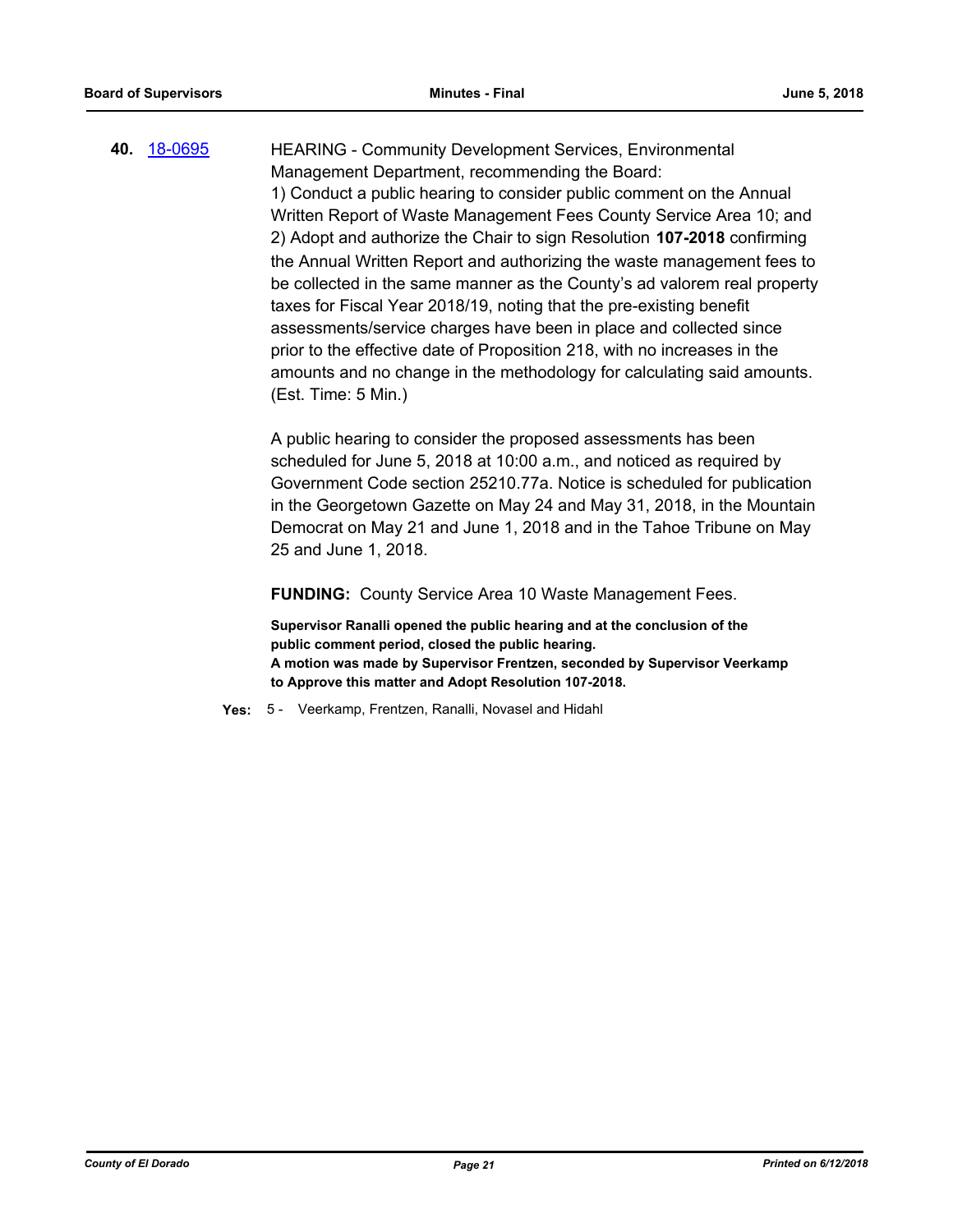**40.** [18-0695](18-0695)

HEARING - Community Development Services, Environmental Management Department, recommending the Board:

1) Conduct a public hearing to consider public comment on the Annual Written Report of Waste Management Fees County Service Area 10; and

2) Adopt and authorize the Chair to sign Resolution **107-2018** confirming the Annual Written Report and authorizing the waste management fees to be collected in the same manner as the County's ad valorem real property taxes for Fiscal Year 2018/19, noting that the pre-existing benefit assessments/service charges have been in place and collected since prior to the effective date of Proposition 218, with no increases in the amounts and no change in the methodology for calculating said amounts. (Est. Time: 5 Min.)

A public hearing to consider the proposed assessments has been scheduled for June 5, 2018 at 10:00 a.m., and noticed as required by Government Code section 25210.77a. Notice is scheduled for publication in the Georgetown Gazette on May 24 and May 31, 2018, in the Mountain Democrat on May 21 and June 1, 2018 and in the Tahoe Tribune on May 25 and June 1, 2018.

**FUNDING:** County Service Area 10 Waste Management Fees.

**Supervisor Ranalli opened the public hearing and at the conclusion of the public comment period, closed the public hearing.**
**A motion was made by Supervisor Frentzen, seconded by Supervisor Veerkamp to Approve this matter and Adopt Resolution 107-2018.**

**Yes:** 5 - Veerkamp, Frentzen, Ranalli, Novasel and Hidahl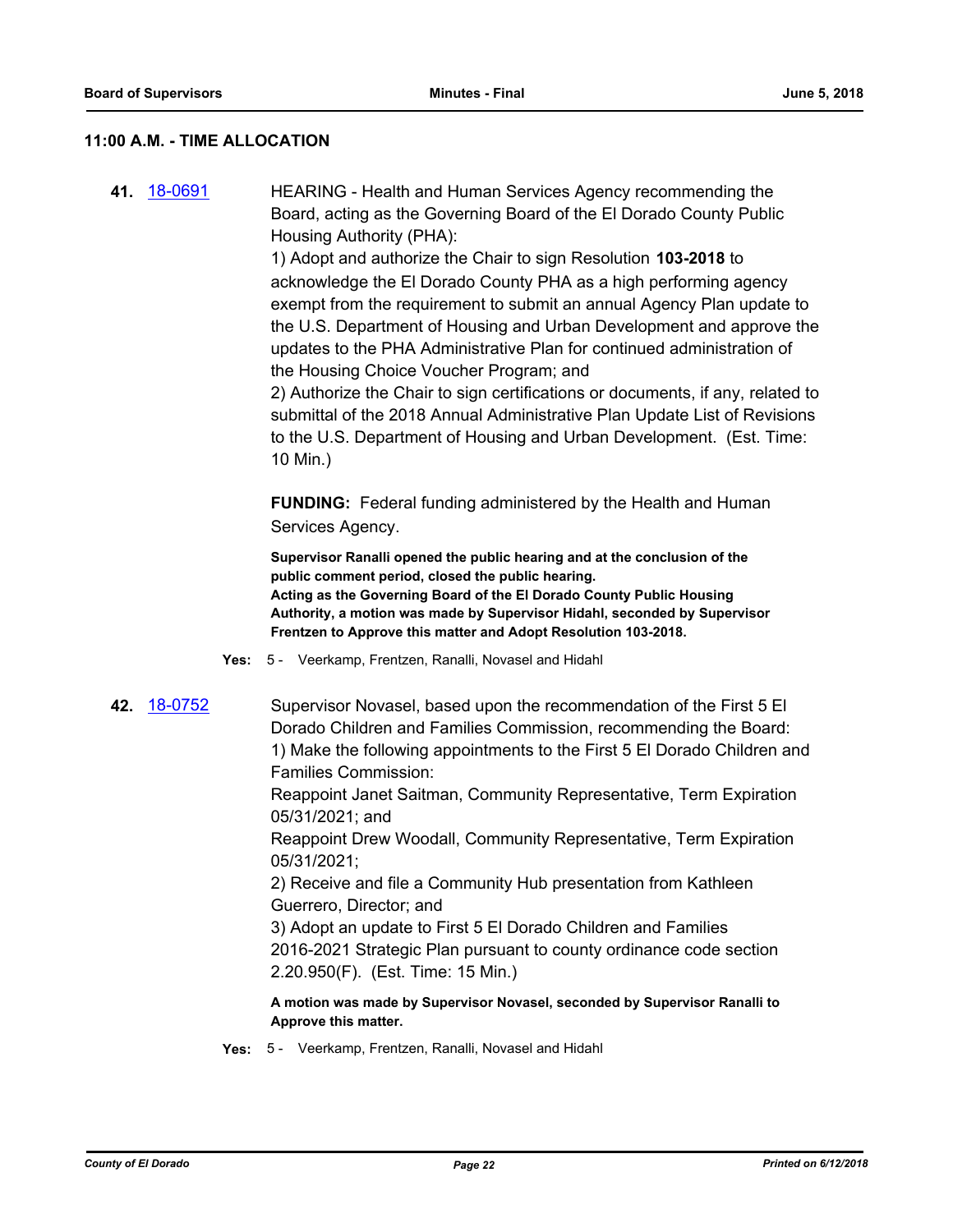### 11:00 A.M. - TIME ALLOCATION

**41.** 18-0691

HEARING - Health and Human Services Agency recommending the Board, acting as the Governing Board of the El Dorado County Public Housing Authority (PHA):

1) Adopt and authorize the Chair to sign Resolution **103-2018** to acknowledge the El Dorado County PHA as a high performing agency exempt from the requirement to submit an annual Agency Plan update to the U.S. Department of Housing and Urban Development and approve the updates to the PHA Administrative Plan for continued administration of the Housing Choice Voucher Program; and

2) Authorize the Chair to sign certifications or documents, if any, related to submittal of the 2018 Annual Administrative Plan Update List of Revisions to the U.S. Department of Housing and Urban Development. (Est. Time: 10 Min.)

**FUNDING:** Federal funding administered by the Health and Human Services Agency.

**Supervisor Ranalli opened the public hearing and at the conclusion of the public comment period, closed the public hearing.**
**Acting as the Governing Board of the El Dorado County Public Housing Authority, a motion was made by Supervisor Hidahl, seconded by Supervisor Frentzen to Approve this matter and Adopt Resolution 103-2018.**

**Yes:** 5 - Veerkamp, Frentzen, Ranalli, Novasel and Hidahl

**42.** 18-0752

Supervisor Novasel, based upon the recommendation of the First 5 El Dorado Children and Families Commission, recommending the Board:

1) Make the following appointments to the First 5 El Dorado Children and Families Commission:

Reappoint Janet Saitman, Community Representative, Term Expiration 05/31/2021; and

Reappoint Drew Woodall, Community Representative, Term Expiration 05/31/2021;

2) Receive and file a Community Hub presentation from Kathleen Guerrero, Director; and

3) Adopt an update to First 5 El Dorado Children and Families 2016-2021 Strategic Plan pursuant to county ordinance code section 2.20.950(F). (Est. Time: 15 Min.)

**A motion was made by Supervisor Novasel, seconded by Supervisor Ranalli to Approve this matter.**

**Yes:** 5 - Veerkamp, Frentzen, Ranalli, Novasel and Hidahl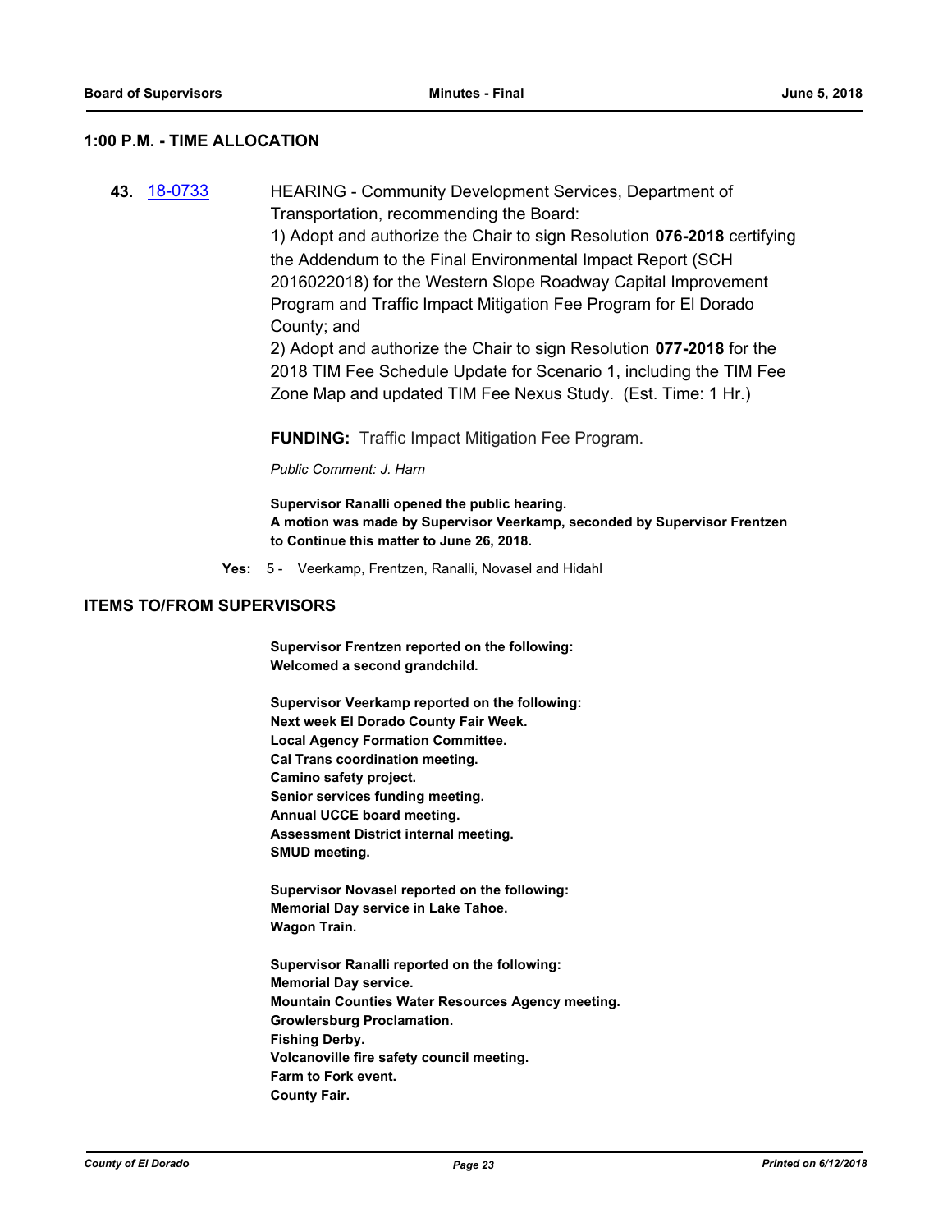## 1:00 P.M. - TIME ALLOCATION

**43.** [18-0733]

HEARING - Community Development Services, Department of Transportation, recommending the Board:

1) Adopt and authorize the Chair to sign Resolution **076-2018** certifying the Addendum to the Final Environmental Impact Report (SCH 2016022018) for the Western Slope Roadway Capital Improvement Program and Traffic Impact Mitigation Fee Program for El Dorado County; and

2) Adopt and authorize the Chair to sign Resolution **077-2018** for the 2018 TIM Fee Schedule Update for Scenario 1, including the TIM Fee Zone Map and updated TIM Fee Nexus Study. (Est. Time: 1 Hr.)

**FUNDING:** Traffic Impact Mitigation Fee Program.

*Public Comment: J. Harn*

**Supervisor Ranalli opened the public hearing.**
**A motion was made by Supervisor Veerkamp, seconded by Supervisor Frentzen to Continue this matter to June 26, 2018.**

**Yes:** 5 - Veerkamp, Frentzen, Ranalli, Novasel and Hidahl

## ITEMS TO/FROM SUPERVISORS

**Supervisor Frentzen reported on the following:**
**Welcomed a second grandchild.**

**Supervisor Veerkamp reported on the following:**
**Next week El Dorado County Fair Week.**
**Local Agency Formation Committee.**
**Cal Trans coordination meeting.**
**Camino safety project.**
**Senior services funding meeting.**
**Annual UCCE board meeting.**
**Assessment District internal meeting.**
**SMUD meeting.**

**Supervisor Novasel reported on the following:**
**Memorial Day service in Lake Tahoe.**
**Wagon Train.**

**Supervisor Ranalli reported on the following:**
**Memorial Day service.**
**Mountain Counties Water Resources Agency meeting.**
**Growlersburg Proclamation.**
**Fishing Derby.**
**Volcanoville fire safety council meeting.**
**Farm to Fork event.**
**County Fair.**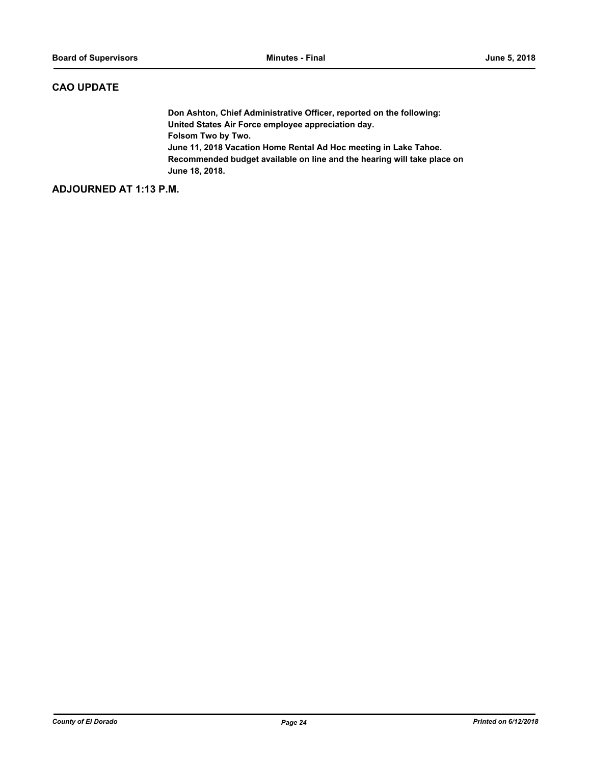## CAO UPDATE

**Don Ashton, Chief Administrative Officer, reported on the following:**
**United States Air Force employee appreciation day.**
**Folsom Two by Two.**
**June 11, 2018 Vacation Home Rental Ad Hoc meeting in Lake Tahoe.**
**Recommended budget available on line and the hearing will take place on June 18, 2018.**

## ADJOURNED AT 1:13 P.M.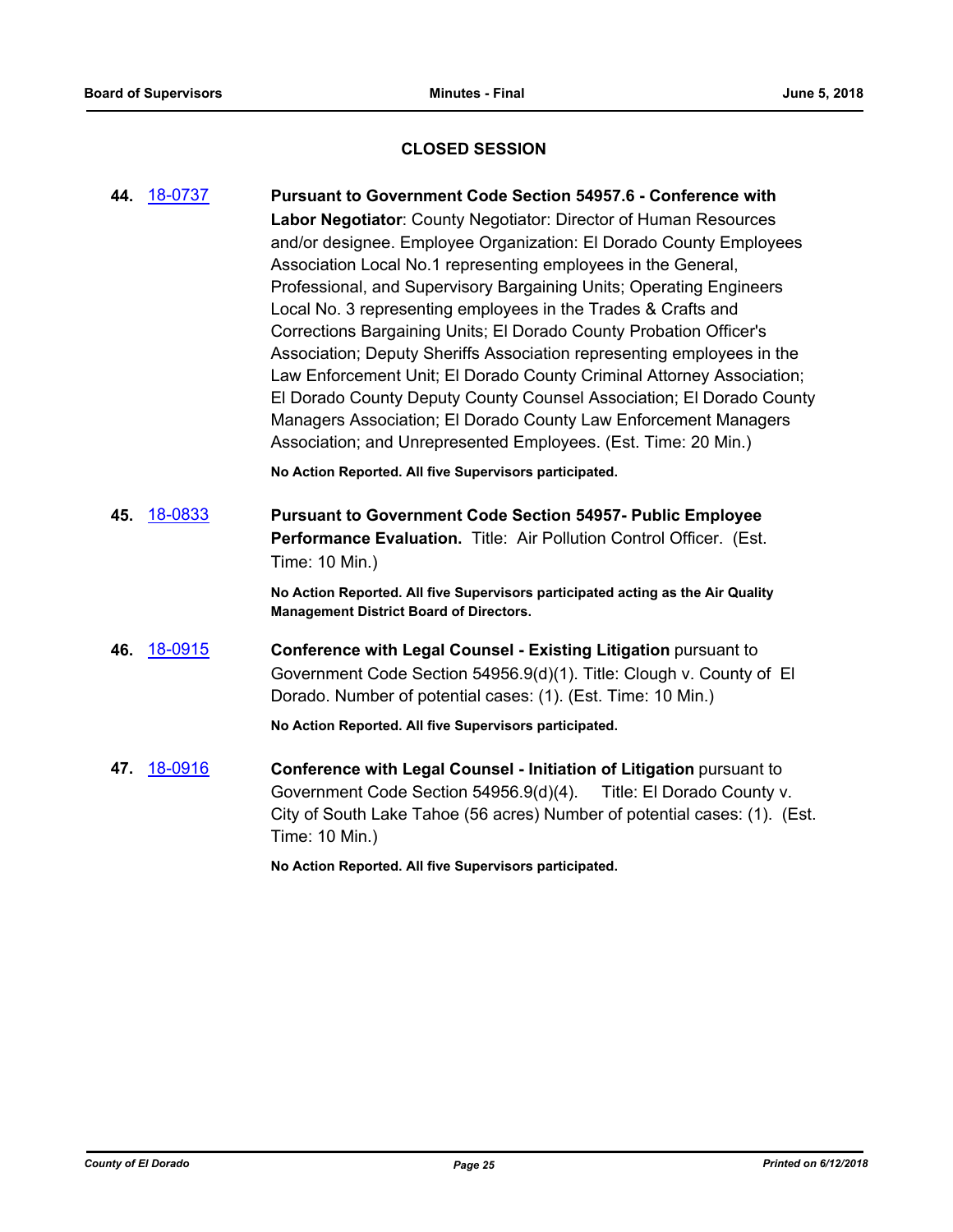## CLOSED SESSION

**44.** 18-0737 **Pursuant to Government Code Section 54957.6 - Conference with Labor Negotiator**: County Negotiator: Director of Human Resources and/or designee. Employee Organization: El Dorado County Employees Association Local No.1 representing employees in the General, Professional, and Supervisory Bargaining Units; Operating Engineers Local No. 3 representing employees in the Trades & Crafts and Corrections Bargaining Units; El Dorado County Probation Officer's Association; Deputy Sheriffs Association representing employees in the Law Enforcement Unit; El Dorado County Criminal Attorney Association; El Dorado County Deputy County Counsel Association; El Dorado County Managers Association; El Dorado County Law Enforcement Managers Association; and Unrepresented Employees. (Est. Time: 20 Min.)

**No Action Reported. All five Supervisors participated.**

**45.** 18-0833 **Pursuant to Government Code Section 54957- Public Employee Performance Evaluation.** Title: Air Pollution Control Officer. (Est. Time: 10 Min.)

**No Action Reported. All five Supervisors participated acting as the Air Quality Management District Board of Directors.**

**46.** 18-0915 **Conference with Legal Counsel - Existing Litigation** pursuant to Government Code Section 54956.9(d)(1). Title: Clough v. County of El Dorado. Number of potential cases: (1). (Est. Time: 10 Min.)

**No Action Reported. All five Supervisors participated.**

**47.** 18-0916 **Conference with Legal Counsel - Initiation of Litigation** pursuant to Government Code Section 54956.9(d)(4). Title: El Dorado County v. City of South Lake Tahoe (56 acres) Number of potential cases: (1). (Est. Time: 10 Min.)

**No Action Reported. All five Supervisors participated.**